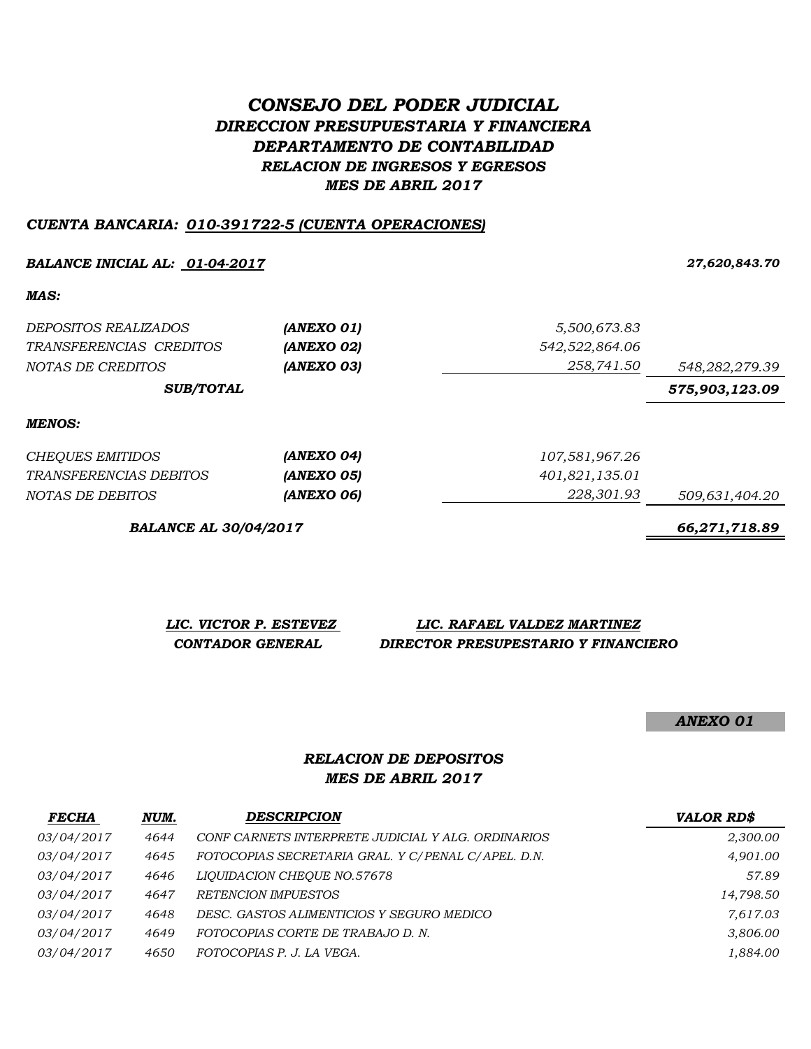# *CONSEJO DEL PODER JUDICIAL*
## *DIRECCION PRESUPUESTARIA Y FINANCIERA*
## *DEPARTAMENTO DE CONTABILIDAD*
### *RELACION DE INGRESOS Y EGRESOS*
### *MES DE ABRIL 2017*

***CUENTA BANCARIA: 010-391722-5 (CUENTA OPERACIONES)***

| | | | |
|---|---|---|---|
| ***BALANCE INICIAL AL: 01-04-2017*** | | | ***27,620,843.70*** |
| ***MAS:*** | | | |
| *DEPOSITOS REALIZADOS* | ***(ANEXO 01)*** | *5,500,673.83* | |
| *TRANSFERENCIAS CREDITOS* | ***(ANEXO 02)*** | *542,522,864.06* | |
| *NOTAS DE CREDITOS* | ***(ANEXO 03)*** | *258,741.50* | *548,282,279.39* |
| ***SUB/TOTAL*** | | | ***575,903,123.09*** |
| ***MENOS:*** | | | |
| *CHEQUES EMITIDOS* | ***(ANEXO 04)*** | *107,581,967.26* | |
| *TRANSFERENCIAS DEBITOS* | ***(ANEXO 05)*** | *401,821,135.01* | |
| *NOTAS DE DEBITOS* | ***(ANEXO 06)*** | *228,301.93* | *509,631,404.20* |
| ***BALANCE AL 30/04/2017*** | | | ***66,271,718.89*** |

| ***LIC. VICTOR P. ESTEVEZ*** | ***LIC. RAFAEL VALDEZ MARTINEZ*** |
|---|---|
| ***CONTADOR GENERAL*** | ***DIRECTOR PRESUPESTARIO Y FINANCIERO*** |

***ANEXO 01***

### *RELACION DE DEPOSITOS*
### *MES DE ABRIL 2017*

| ***FECHA*** | ***NUM.*** | ***DESCRIPCION*** | ***VALOR RD$*** |
|---|---|---|---|
| *03/04/2017* | *4644* | *CONF CARNETS INTERPRETE JUDICIAL Y ALG. ORDINARIOS* | *2,300.00* |
| *03/04/2017* | *4645* | *FOTOCOPIAS SECRETARIA GRAL. Y C/PENAL C/APEL. D.N.* | *4,901.00* |
| *03/04/2017* | *4646* | *LIQUIDACION CHEQUE NO.57678* | *57.89* |
| *03/04/2017* | *4647* | *RETENCION IMPUESTOS* | *14,798.50* |
| *03/04/2017* | *4648* | *DESC. GASTOS ALIMENTICIOS Y SEGURO MEDICO* | *7,617.03* |
| *03/04/2017* | *4649* | *FOTOCOPIAS CORTE DE TRABAJO D. N.* | *3,806.00* |
| *03/04/2017* | *4650* | *FOTOCOPIAS P. J. LA VEGA.* | *1,884.00* |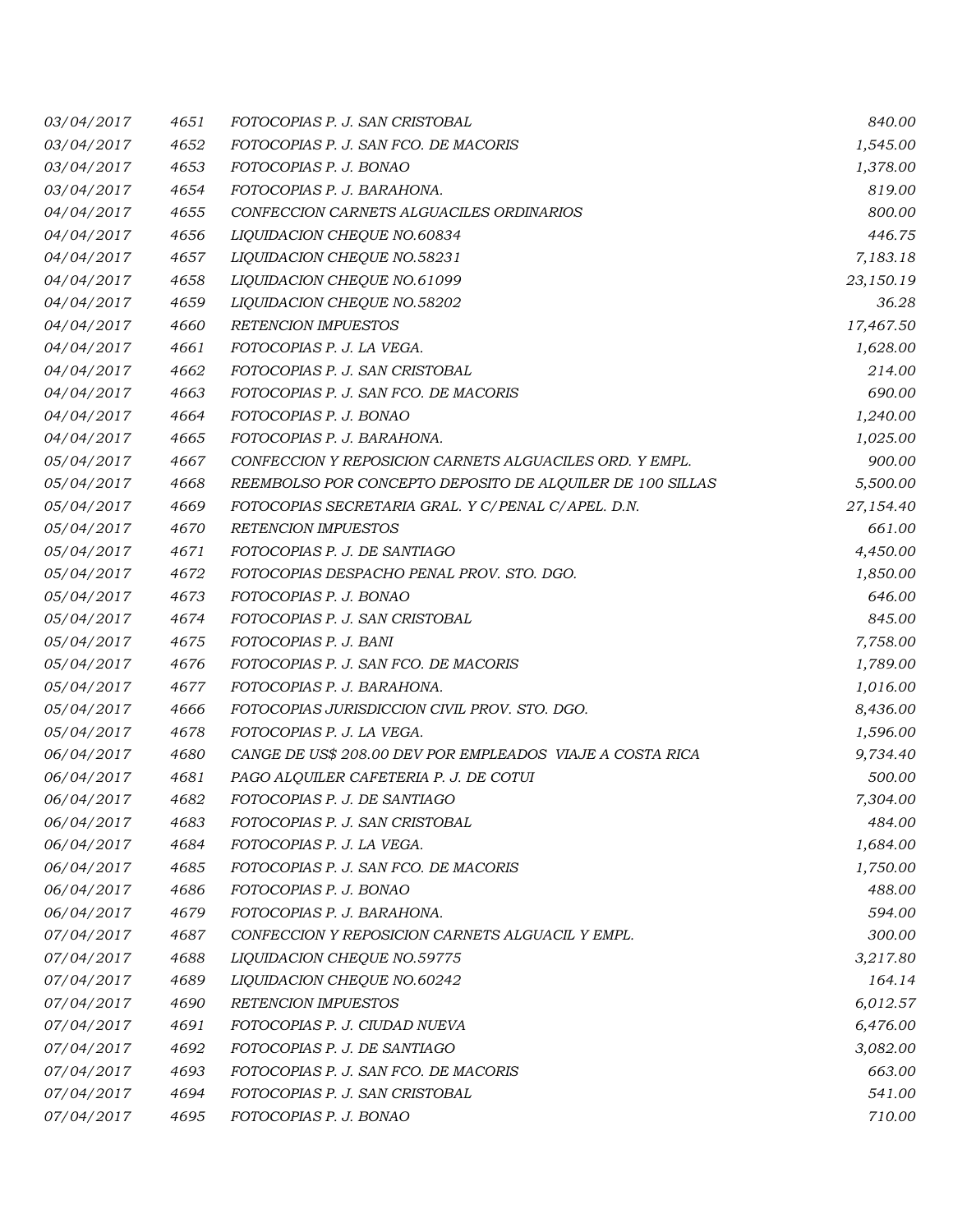| | | | |
|---|---|---|---|
| 03/04/2017 | 4651 | FOTOCOPIAS P. J. SAN CRISTOBAL | 840.00 |
| 03/04/2017 | 4652 | FOTOCOPIAS P. J. SAN FCO. DE MACORIS | 1,545.00 |
| 03/04/2017 | 4653 | FOTOCOPIAS P. J. BONAO | 1,378.00 |
| 03/04/2017 | 4654 | FOTOCOPIAS P. J. BARAHONA. | 819.00 |
| 03/04/2017 | 4655 | CONFECCION CARNETS ALGUACILES ORDINARIOS | 800.00 |
| 04/04/2017 | 4656 | LIQUIDACION CHEQUE NO.60834 | 446.75 |
| 04/04/2017 | 4657 | LIQUIDACION CHEQUE NO.58231 | 7,183.18 |
| 04/04/2017 | 4658 | LIQUIDACION CHEQUE NO.61099 | 23,150.19 |
| 04/04/2017 | 4659 | LIQUIDACION CHEQUE NO.58202 | 36.28 |
| 04/04/2017 | 4660 | RETENCION IMPUESTOS | 17,467.50 |
| 04/04/2017 | 4661 | FOTOCOPIAS P. J. LA VEGA. | 1,628.00 |
| 04/04/2017 | 4662 | FOTOCOPIAS P. J. SAN CRISTOBAL | 214.00 |
| 04/04/2017 | 4663 | FOTOCOPIAS P. J. SAN FCO. DE MACORIS | 690.00 |
| 04/04/2017 | 4664 | FOTOCOPIAS P. J. BONAO | 1,240.00 |
| 04/04/2017 | 4665 | FOTOCOPIAS P. J. BARAHONA. | 1,025.00 |
| 05/04/2017 | 4667 | CONFECCION Y REPOSICION CARNETS ALGUACILES ORD. Y EMPL. | 900.00 |
| 05/04/2017 | 4668 | REEMBOLSO POR CONCEPTO DEPOSITO DE ALQUILER DE 100 SILLAS | 5,500.00 |
| 05/04/2017 | 4669 | FOTOCOPIAS SECRETARIA GRAL. Y C/PENAL C/APEL. D.N. | 27,154.40 |
| 05/04/2017 | 4670 | RETENCION IMPUESTOS | 661.00 |
| 05/04/2017 | 4671 | FOTOCOPIAS P. J. DE SANTIAGO | 4,450.00 |
| 05/04/2017 | 4672 | FOTOCOPIAS DESPACHO PENAL PROV. STO. DGO. | 1,850.00 |
| 05/04/2017 | 4673 | FOTOCOPIAS P. J. BONAO | 646.00 |
| 05/04/2017 | 4674 | FOTOCOPIAS P. J. SAN CRISTOBAL | 845.00 |
| 05/04/2017 | 4675 | FOTOCOPIAS P. J. BANI | 7,758.00 |
| 05/04/2017 | 4676 | FOTOCOPIAS P. J. SAN FCO. DE MACORIS | 1,789.00 |
| 05/04/2017 | 4677 | FOTOCOPIAS P. J. BARAHONA. | 1,016.00 |
| 05/04/2017 | 4666 | FOTOCOPIAS JURISDICCION CIVIL PROV. STO. DGO. | 8,436.00 |
| 05/04/2017 | 4678 | FOTOCOPIAS P. J. LA VEGA. | 1,596.00 |
| 06/04/2017 | 4680 | CANGE DE US$ 208.00 DEV POR EMPLEADOS VIAJE A COSTA RICA | 9,734.40 |
| 06/04/2017 | 4681 | PAGO ALQUILER CAFETERIA P. J. DE COTUI | 500.00 |
| 06/04/2017 | 4682 | FOTOCOPIAS P. J. DE SANTIAGO | 7,304.00 |
| 06/04/2017 | 4683 | FOTOCOPIAS P. J. SAN CRISTOBAL | 484.00 |
| 06/04/2017 | 4684 | FOTOCOPIAS P. J. LA VEGA. | 1,684.00 |
| 06/04/2017 | 4685 | FOTOCOPIAS P. J. SAN FCO. DE MACORIS | 1,750.00 |
| 06/04/2017 | 4686 | FOTOCOPIAS P. J. BONAO | 488.00 |
| 06/04/2017 | 4679 | FOTOCOPIAS P. J. BARAHONA. | 594.00 |
| 07/04/2017 | 4687 | CONFECCION Y REPOSICION CARNETS ALGUACIL Y EMPL. | 300.00 |
| 07/04/2017 | 4688 | LIQUIDACION CHEQUE NO.59775 | 3,217.80 |
| 07/04/2017 | 4689 | LIQUIDACION CHEQUE NO.60242 | 164.14 |
| 07/04/2017 | 4690 | RETENCION IMPUESTOS | 6,012.57 |
| 07/04/2017 | 4691 | FOTOCOPIAS P. J. CIUDAD NUEVA | 6,476.00 |
| 07/04/2017 | 4692 | FOTOCOPIAS P. J. DE SANTIAGO | 3,082.00 |
| 07/04/2017 | 4693 | FOTOCOPIAS P. J. SAN FCO. DE MACORIS | 663.00 |
| 07/04/2017 | 4694 | FOTOCOPIAS P. J. SAN CRISTOBAL | 541.00 |
| 07/04/2017 | 4695 | FOTOCOPIAS P. J. BONAO | 710.00 |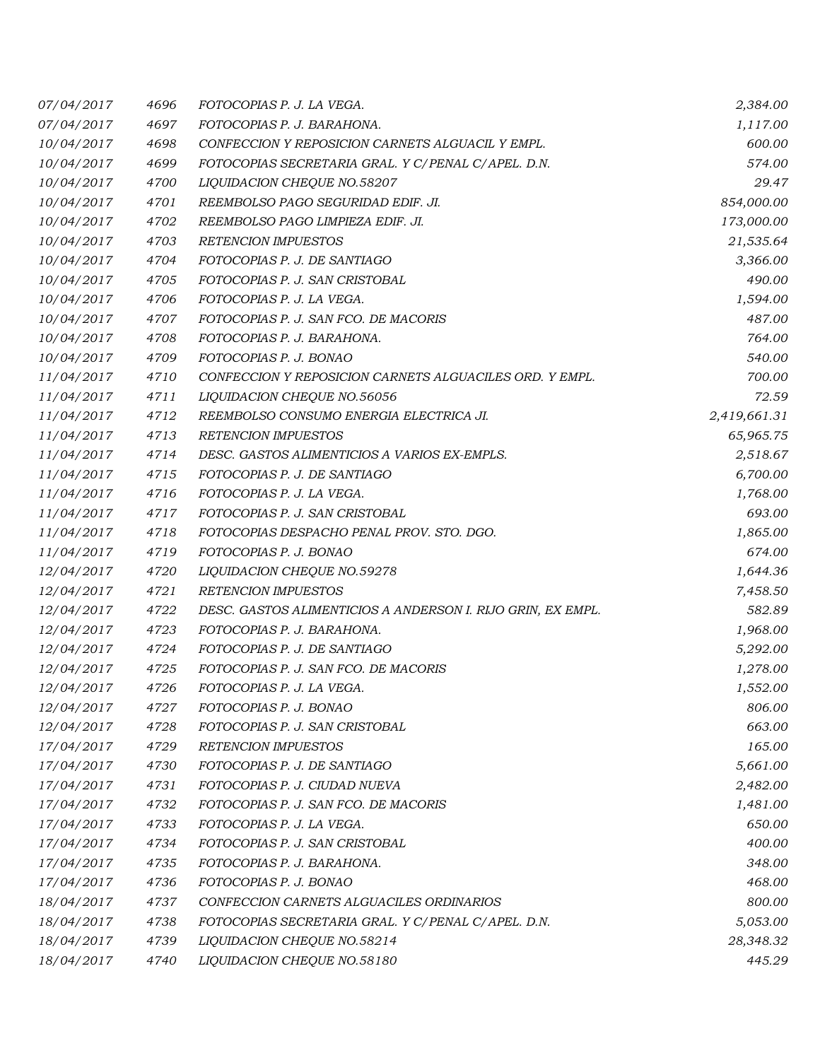| | | | |
|---|---|---|---|
| *07/04/2017* | *4696* | *FOTOCOPIAS P. J. LA VEGA.* | *2,384.00* |
| *07/04/2017* | *4697* | *FOTOCOPIAS P. J. BARAHONA.* | *1,117.00* |
| *10/04/2017* | *4698* | *CONFECCION Y REPOSICION CARNETS ALGUACIL Y EMPL.* | *600.00* |
| *10/04/2017* | *4699* | *FOTOCOPIAS SECRETARIA GRAL. Y C/PENAL C/APEL. D.N.* | *574.00* |
| *10/04/2017* | *4700* | *LIQUIDACION CHEQUE NO.58207* | *29.47* |
| *10/04/2017* | *4701* | *REEMBOLSO PAGO SEGURIDAD EDIF. JI.* | *854,000.00* |
| *10/04/2017* | *4702* | *REEMBOLSO PAGO LIMPIEZA EDIF. JI.* | *173,000.00* |
| *10/04/2017* | *4703* | *RETENCION IMPUESTOS* | *21,535.64* |
| *10/04/2017* | *4704* | *FOTOCOPIAS P. J. DE SANTIAGO* | *3,366.00* |
| *10/04/2017* | *4705* | *FOTOCOPIAS P. J. SAN CRISTOBAL* | *490.00* |
| *10/04/2017* | *4706* | *FOTOCOPIAS P. J. LA VEGA.* | *1,594.00* |
| *10/04/2017* | *4707* | *FOTOCOPIAS P. J. SAN FCO. DE MACORIS* | *487.00* |
| *10/04/2017* | *4708* | *FOTOCOPIAS P. J. BARAHONA.* | *764.00* |
| *10/04/2017* | *4709* | *FOTOCOPIAS P. J. BONAO* | *540.00* |
| *11/04/2017* | *4710* | *CONFECCION Y REPOSICION CARNETS ALGUACILES ORD. Y EMPL.* | *700.00* |
| *11/04/2017* | *4711* | *LIQUIDACION CHEQUE NO.56056* | *72.59* |
| *11/04/2017* | *4712* | *REEMBOLSO CONSUMO ENERGIA ELECTRICA JI.* | *2,419,661.31* |
| *11/04/2017* | *4713* | *RETENCION IMPUESTOS* | *65,965.75* |
| *11/04/2017* | *4714* | *DESC. GASTOS ALIMENTICIOS A VARIOS EX-EMPLS.* | *2,518.67* |
| *11/04/2017* | *4715* | *FOTOCOPIAS P. J. DE SANTIAGO* | *6,700.00* |
| *11/04/2017* | *4716* | *FOTOCOPIAS P. J. LA VEGA.* | *1,768.00* |
| *11/04/2017* | *4717* | *FOTOCOPIAS P. J. SAN CRISTOBAL* | *693.00* |
| *11/04/2017* | *4718* | *FOTOCOPIAS DESPACHO PENAL PROV. STO. DGO.* | *1,865.00* |
| *11/04/2017* | *4719* | *FOTOCOPIAS P. J. BONAO* | *674.00* |
| *12/04/2017* | *4720* | *LIQUIDACION CHEQUE NO.59278* | *1,644.36* |
| *12/04/2017* | *4721* | *RETENCION IMPUESTOS* | *7,458.50* |
| *12/04/2017* | *4722* | *DESC. GASTOS ALIMENTICIOS A ANDERSON I. RIJO GRIN, EX EMPL.* | *582.89* |
| *12/04/2017* | *4723* | *FOTOCOPIAS P. J. BARAHONA.* | *1,968.00* |
| *12/04/2017* | *4724* | *FOTOCOPIAS P. J. DE SANTIAGO* | *5,292.00* |
| *12/04/2017* | *4725* | *FOTOCOPIAS P. J. SAN FCO. DE MACORIS* | *1,278.00* |
| *12/04/2017* | *4726* | *FOTOCOPIAS P. J. LA VEGA.* | *1,552.00* |
| *12/04/2017* | *4727* | *FOTOCOPIAS P. J. BONAO* | *806.00* |
| *12/04/2017* | *4728* | *FOTOCOPIAS P. J. SAN CRISTOBAL* | *663.00* |
| *17/04/2017* | *4729* | *RETENCION IMPUESTOS* | *165.00* |
| *17/04/2017* | *4730* | *FOTOCOPIAS P. J. DE SANTIAGO* | *5,661.00* |
| *17/04/2017* | *4731* | *FOTOCOPIAS P. J. CIUDAD NUEVA* | *2,482.00* |
| *17/04/2017* | *4732* | *FOTOCOPIAS P. J. SAN FCO. DE MACORIS* | *1,481.00* |
| *17/04/2017* | *4733* | *FOTOCOPIAS P. J. LA VEGA.* | *650.00* |
| *17/04/2017* | *4734* | *FOTOCOPIAS P. J. SAN CRISTOBAL* | *400.00* |
| *17/04/2017* | *4735* | *FOTOCOPIAS P. J. BARAHONA.* | *348.00* |
| *17/04/2017* | *4736* | *FOTOCOPIAS P. J. BONAO* | *468.00* |
| *18/04/2017* | *4737* | *CONFECCION CARNETS ALGUACILES ORDINARIOS* | *800.00* |
| *18/04/2017* | *4738* | *FOTOCOPIAS SECRETARIA GRAL. Y C/PENAL C/APEL. D.N.* | *5,053.00* |
| *18/04/2017* | *4739* | *LIQUIDACION CHEQUE NO.58214* | *28,348.32* |
| *18/04/2017* | *4740* | *LIQUIDACION CHEQUE NO.58180* | *445.29* |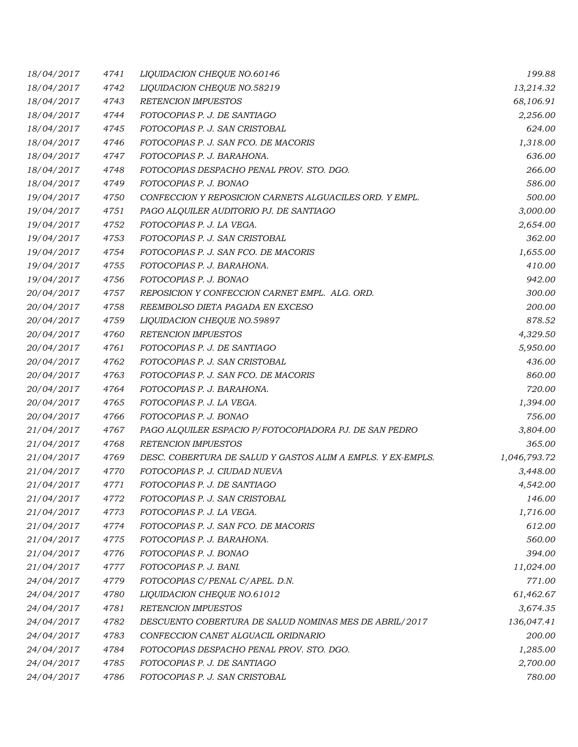| | | | |
|---|---|---|---|
| *18/04/2017* | *4741* | *LIQUIDACION CHEQUE NO.60146* | *199.88* |
| *18/04/2017* | *4742* | *LIQUIDACION CHEQUE NO.58219* | *13,214.32* |
| *18/04/2017* | *4743* | *RETENCOPIAS IMPUESTOS* | *68,106.91* |
| *18/04/2017* | *4744* | *FOTOCOPIAS P. J. DE SANTIAGO* | *2,256.00* |
| *18/04/2017* | *4745* | *FOTOCOPIAS P. J. SAN CRISTOBAL* | *624.00* |
| *18/04/2017* | *4746* | *FOTOCOPIAS P. J. SAN FCO. DE MACORIS* | *1,318.00* |
| *18/04/2017* | *4747* | *FOTOCOPIAS P. J. BARAHONA.* | *636.00* |
| *18/04/2017* | *4748* | *FOTOCOPIAS DESPACHO PENAL PROV. STO. DGO.* | *266.00* |
| *18/04/2017* | *4749* | *FOTOCOPIAS P. J. BONAO* | *586.00* |
| *19/04/2017* | *4750* | *CONFECCION Y REPOSICION CARNETS ALGUACILES ORD. Y EMPL.* | *500.00* |
| *19/04/2017* | *4751* | *PAGO ALQUILER AUDITORIO PJ. DE SANTIAGO* | *3,000.00* |
| *19/04/2017* | *4752* | *FOTOCOPIAS P. J. LA VEGA.* | *2,654.00* |
| *19/04/2017* | *4753* | *FOTOCOPIAS P. J. SAN CRISTOBAL* | *362.00* |
| *19/04/2017* | *4754* | *FOTOCOPIAS P. J. SAN FCO. DE MACORIS* | *1,655.00* |
| *19/04/2017* | *4755* | *FOTOCOPIAS P. J. BARAHONA.* | *410.00* |
| *19/04/2017* | *4756* | *FOTOCOPIAS P. J. BONAO* | *942.00* |
| *20/04/2017* | *4757* | *REPOSICION Y CONFECCION CARNET EMPL. ALG. ORD.* | *300.00* |
| *20/04/2017* | *4758* | *REEMBOLSO DIETA PAGADA EN EXCESO* | *200.00* |
| *20/04/2017* | *4759* | *LIQUIDACION CHEQUE NO.59897* | *878.52* |
| *20/04/2017* | *4760* | *RETENCION IMPUESTOS* | *4,329.50* |
| *20/04/2017* | *4761* | *FOTOCOPIAS P. J. DE SANTIAGO* | *5,950.00* |
| *20/04/2017* | *4762* | *FOTOCOPIAS P. J. SAN CRISTOBAL* | *436.00* |
| *20/04/2017* | *4763* | *FOTOCOPIAS P. J. SAN FCO. DE MACORIS* | *860.00* |
| *20/04/2017* | *4764* | *FOTOCOPIAS P. J. BARAHONA.* | *720.00* |
| *20/04/2017* | *4765* | *FOTOCOPIAS P. J. LA VEGA.* | *1,394.00* |
| *20/04/2017* | *4766* | *FOTOCOPIAS P. J. BONAO* | *756.00* |
| *21/04/2017* | *4767* | *PAGO ALQUILER ESPACIO P/FOTOCOPIADORA PJ. DE SAN PEDRO* | *3,804.00* |
| *21/04/2017* | *4768* | *RETENCION IMPUESTOS* | *365.00* |
| *21/04/2017* | *4769* | *DESC. COBERTURA DE SALUD Y GASTOS ALIM A EMPLS. Y EX-EMPLS.* | *1,046,793.72* |
| *21/04/2017* | *4770* | *FOTOCOPIAS P. J. CIUDAD NUEVA* | *3,448.00* |
| *21/04/2017* | *4771* | *FOTOCOPIAS P. J. DE SANTIAGO* | *4,542.00* |
| *21/04/2017* | *4772* | *FOTOCOPIAS P. J. SAN CRISTOBAL* | *146.00* |
| *21/04/2017* | *4773* | *FOTOCOPIAS P. J. LA VEGA.* | *1,716.00* |
| *21/04/2017* | *4774* | *FOTOCOPIAS P. J. SAN FCO. DE MACORIS* | *612.00* |
| *21/04/2017* | *4775* | *FOTOCOPIAS P. J. BARAHONA.* | *560.00* |
| *21/04/2017* | *4776* | *FOTOCOPIAS P. J. BONAO* | *394.00* |
| *21/04/2017* | *4777* | *FOTOCOPIAS P. J. BANI.* | *11,024.00* |
| *24/04/2017* | *4779* | *FOTOCOPIAS C/PENAL C/APEL. D.N.* | *771.00* |
| *24/04/2017* | *4780* | *LIQUIDACION CHEQUE NO.61012* | *61,462.67* |
| *24/04/2017* | *4781* | *RETENCION IMPUESTOS* | *3,674.35* |
| *24/04/2017* | *4782* | *DESCUENTO COBERTURA DE SALUD NOMINAS MES DE ABRIL/2017* | *136,047.41* |
| *24/04/2017* | *4783* | *CONFECCION CANET ALGUACIL ORIDNARIO* | *200.00* |
| *24/04/2017* | *4784* | *FOTOCOPIAS DESPACHO PENAL PROV. STO. DGO.* | *1,285.00* |
| *24/04/2017* | *4785* | *FOTOCOPIAS P. J. DE SANTIAGO* | *2,700.00* |
| *24/04/2017* | *4786* | *FOTOCOPIAS P. J. SAN CRISTOBAL* | *780.00* |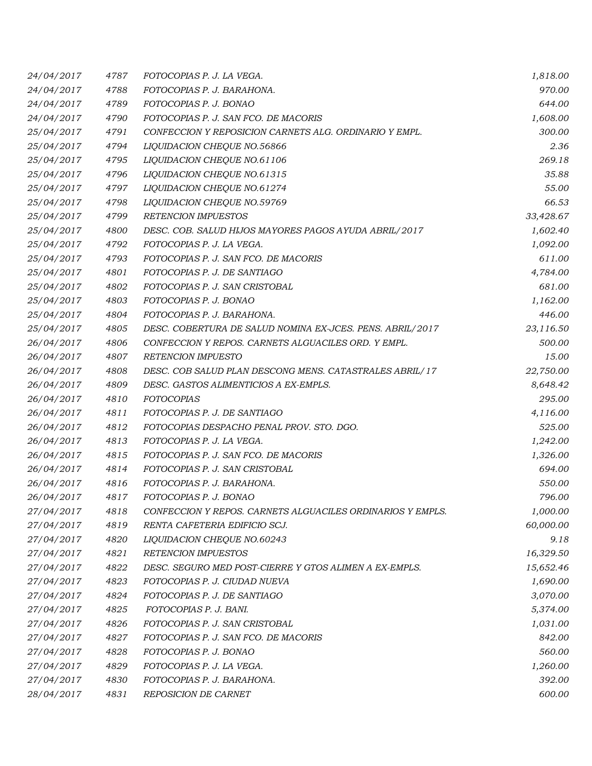| | | | |
|---|---|---|---|
| *24/04/2017* | *4787* | *FOTOCOPIAS P. J. LA VEGA.* | *1,818.00* |
| *24/04/2017* | *4788* | *FOTOCOPIAS P. J. BARAHONA.* | *970.00* |
| *24/04/2017* | *4789* | *FOTOCOPIAS P. J. BONAO* | *644.00* |
| *24/04/2017* | *4790* | *FOTOCOPIAS P. J. SAN FCO. DE MACORIS* | *1,608.00* |
| *25/04/2017* | *4791* | *CONFECCION Y REPOSICION CARNETS ALG. ORDINARIO Y EMPL.* | *300.00* |
| *25/04/2017* | *4794* | *LIQUIDACION CHEQUE NO.56866* | *2.36* |
| *25/04/2017* | *4795* | *LIQUIDACION CHEQUE NO.61106* | *269.18* |
| *25/04/2017* | *4796* | *LIQUIDACION CHEQUE NO.61315* | *35.88* |
| *25/04/2017* | *4797* | *LIQUIDACION CHEQUE NO.61274* | *55.00* |
| *25/04/2017* | *4798* | *LIQUIDACION CHEQUE NO.59769* | *66.53* |
| *25/04/2017* | *4799* | *RETENCION IMPUESTOS* | *33,428.67* |
| *25/04/2017* | *4800* | *DESC. COB. SALUD HIJOS MAYORES PAGOS AYUDA ABRIL/2017* | *1,602.40* |
| *25/04/2017* | *4792* | *FOTOCOPIAS P. J. LA VEGA.* | *1,092.00* |
| *25/04/2017* | *4793* | *FOTOCOPIAS P. J. SAN FCO. DE MACORIS* | *611.00* |
| *25/04/2017* | *4801* | *FOTOCOPIAS P. J. DE SANTIAGO* | *4,784.00* |
| *25/04/2017* | *4802* | *FOTOCOPIAS P. J. SAN CRISTOBAL* | *681.00* |
| *25/04/2017* | *4803* | *FOTOCOPIAS P. J. BONAO* | *1,162.00* |
| *25/04/2017* | *4804* | *FOTOCOPIAS P. J. BARAHONA.* | *446.00* |
| *25/04/2017* | *4805* | *DESC. COBERTURA DE SALUD NOMINA EX-JCES. PENS. ABRIL/2017* | *23,116.50* |
| *26/04/2017* | *4806* | *CONFECCION Y REPOS. CARNETS ALGUACILES ORD. Y EMPL.* | *500.00* |
| *26/04/2017* | *4807* | *RETENCION IMPUESTO* | *15.00* |
| *26/04/2017* | *4808* | *DESC. COB SALUD PLAN DESCONG MENS. CATASTRALES ABRIL/17* | *22,750.00* |
| *26/04/2017* | *4809* | *DESC. GASTOS ALIMENTICIOS A EX-EMPLS.* | *8,648.42* |
| *26/04/2017* | *4810* | *FOTOCOPIAS* | *295.00* |
| *26/04/2017* | *4811* | *FOTOCOPIAS P. J. DE SANTIAGO* | *4,116.00* |
| *26/04/2017* | *4812* | *FOTOCOPIAS DESPACHO PENAL PROV. STO. DGO.* | *525.00* |
| *26/04/2017* | *4813* | *FOTOCOPIAS P. J. LA VEGA.* | *1,242.00* |
| *26/04/2017* | *4815* | *FOTOCOPIAS P. J. SAN FCO. DE MACORIS* | *1,326.00* |
| *26/04/2017* | *4814* | *FOTOCOPIAS P. J. SAN CRISTOBAL* | *694.00* |
| *26/04/2017* | *4816* | *FOTOCOPIAS P. J. BARAHONA.* | *550.00* |
| *26/04/2017* | *4817* | *FOTOCOPIAS P. J. BONAO* | *796.00* |
| *27/04/2017* | *4818* | *CONFECCION Y REPOS. CARNETS ALGUACILES ORDINARIOS Y EMPLS.* | *1,000.00* |
| *27/04/2017* | *4819* | *RENTA CAFETERIA EDIFICIO SCJ.* | *60,000.00* |
| *27/04/2017* | *4820* | *LIQUIDACION CHEQUE NO.60243* | *9.18* |
| *27/04/2017* | *4821* | *RETENCION IMPUESTOS* | *16,329.50* |
| *27/04/2017* | *4822* | *DESC. SEGURO MED POST-CIERRE Y GTOS ALIMEN A EX-EMPLS.* | *15,652.46* |
| *27/04/2017* | *4823* | *FOTOCOPIAS P. J. CIUDAD NUEVA* | *1,690.00* |
| *27/04/2017* | *4824* | *FOTOCOPIAS P. J. DE SANTIAGO* | *3,070.00* |
| *27/04/2017* | *4825* | *FOTOCOPIAS P. J. BANI.* | *5,374.00* |
| *27/04/2017* | *4826* | *FOTOCOPIAS P. J. SAN CRISTOBAL* | *1,031.00* |
| *27/04/2017* | *4827* | *FOTOCOPIAS P. J. SAN FCO. DE MACORIS* | *842.00* |
| *27/04/2017* | *4828* | *FOTOCOPIAS P. J. BONAO* | *560.00* |
| *27/04/2017* | *4829* | *FOTOCOPIAS P. J. LA VEGA.* | *1,260.00* |
| *27/04/2017* | *4830* | *FOTOCOPIAS P. J. BARAHONA.* | *392.00* |
| *28/04/2017* | *4831* | *REPOSICION DE CARNET* | *600.00* |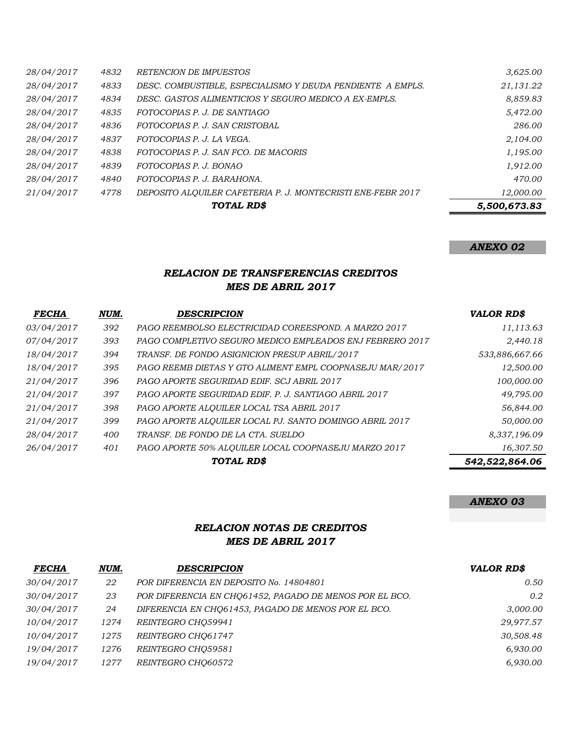| | | | |
|---|---|---|---|
| *28/04/2017* | *4832* | *RETENCION DE IMPUESTOS* | *3,625.00* |
| *28/04/2017* | *4833* | *DESC. COMBUSTIBLE, ESPECIALISMO Y DEUDA PENDIENTE A EMPLS.* | *21,131.22* |
| *28/04/2017* | *4834* | *DESC. GASTOS ALIMENTICIOS Y SEGURO MEDICO A EX-EMPLS.* | *8,859.83* |
| *28/04/2017* | *4835* | *FOTOCOPIAS P. J. DE SANTIAGO* | *5,472.00* |
| *28/04/2017* | *4836* | *FOTOCOPIAS P. J. SAN CRISTOBAL* | *286.00* |
| *28/04/2017* | *4837* | *FOTOCOPIAS P. J. LA VEGA.* | *2,104.00* |
| *28/04/2017* | *4838* | *FOTOCOPIAS P. J. SAN FCO. DE MACORIS* | *1,195.00* |
| *28/04/2017* | *4839* | *FOTOCOPIAS P. J. BONAO* | *1,912.00* |
| *28/04/2017* | *4840* | *FOTOCOPIAS P. J. BARAHONA.* | *470.00* |
| *21/04/2017* | *4778* | *DEPOSITO ALQUILER CAFETERIA P. J. MONTECRISTI ENE-FEBR 2017* | *12,000.00* |
| | | ***TOTAL RD$*** | ***5,500,673.83*** |

***ANEXO 02***

## *RELACION DE TRANSFERENCIAS CREDITOS*
## *MES DE ABRIL 2017*

| ***FECHA*** | ***NUM.*** | ***DESCRIPCION*** | ***VALOR RD$*** |
|---|---|---|---|
| *03/04/2017* | *392* | *PAGO REEMBOLSO ELECTRICIDAD COREESPOND. A MARZO 2017* | *11,113.63* |
| *07/04/2017* | *393* | *PAGO COMPLETIVO SEGURO MEDICO EMPLEADOS ENJ FEBRERO 2017* | *2,440.18* |
| *18/04/2017* | *394* | *TRANSF. DE FONDO ASIGNICION PRESUP ABRIL/2017* | *533,886,667.66* |
| *18/04/2017* | *395* | *PAGO REEMB DIETAS Y GTO ALIMENT EMPL COOPNASEJU MAR/2017* | *12,500.00* |
| *21/04/2017* | *396* | *PAGO APORTE SEGURIDAD EDIF. SCJ ABRIL 2017* | *100,000.00* |
| *21/04/2017* | *397* | *PAGO APORTE SEGURIDAD EDIF. P. J. SANTIAGO ABRIL 2017* | *49,795.00* |
| *21/04/2017* | *398* | *PAGO APORTE ALQUILER LOCAL TSA ABRIL 2017* | *56,844.00* |
| *21/04/2017* | *399* | *PAGO APORTE ALQUILER LOCAL PJ. SANTO DOMINGO ABRIL 2017* | *50,000.00* |
| *28/04/2017* | *400* | *TRANSF. DE FONDO DE LA CTA. SUELDO* | *8,337,196.09* |
| *26/04/2017* | *401* | *PAGO APORTE 50% ALQUILER LOCAL COOPNASEJU MARZO 2017* | *16,307.50* |
| | | ***TOTAL RD$*** | ***542,522,864.06*** |

***ANEXO 03***

## *RELACION NOTAS DE CREDITOS*
## *MES DE ABRIL 2017*

| ***FECHA*** | ***NUM.*** | ***DESCRIPCION*** | ***VALOR RD$*** |
|---|---|---|---|
| *30/04/2017* | *22* | *POR DIFERENCIA EN DEPOSITO No. 14804801* | *0.50* |
| *30/04/2017* | *23* | *POR DIFERENCIA EN CHQ61452, PAGADO DE MENOS POR EL BCO.* | *0.2* |
| *30/04/2017* | *24* | *DIFERENCIA EN CHQ61453, PAGADO DE MENOS POR EL BCO.* | *3,000.00* |
| *10/04/2017* | *1274* | *REINTEGRO CHQ59941* | *29,977.57* |
| *10/04/2017* | *1275* | *REINTEGRO CHQ61747* | *30,508.48* |
| *19/04/2017* | *1276* | *REINTEGRO CHQ59581* | *6,930.00* |
| *19/04/2017* | *1277* | *REINTEGRO CHQ60572* | *6,930.00* |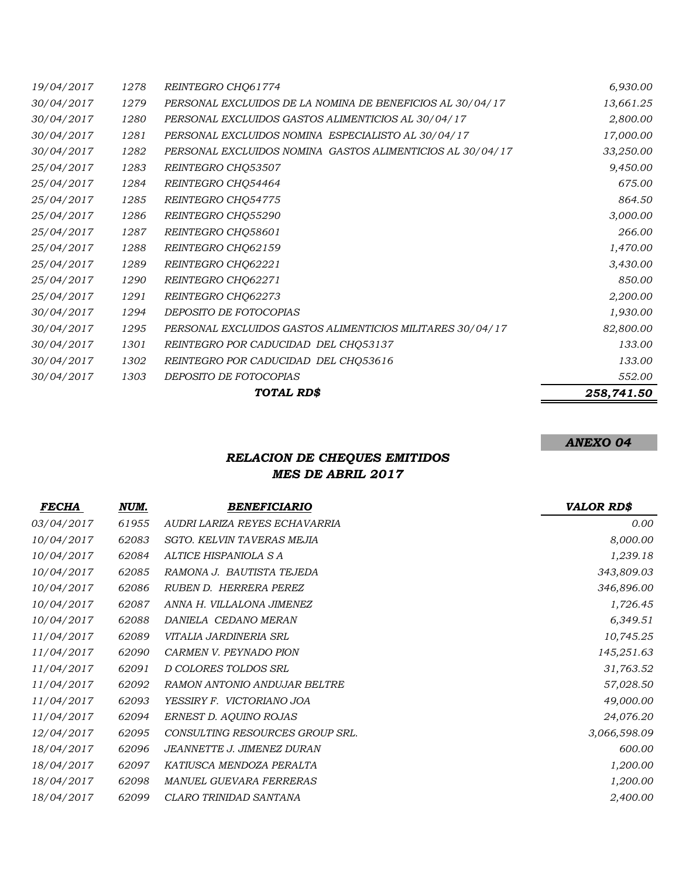| | | | |
|---|---|---|---|
| 19/04/2017 | 1278 | REINTEGRO CHQ61774 | 6,930.00 |
| 30/04/2017 | 1279 | PERSONAL EXCLUIDOS DE LA NOMINA DE BENEFICIOS AL 30/04/17 | 13,661.25 |
| 30/04/2017 | 1280 | PERSONAL EXCLUIDOS GASTOS ALIMENTICIOS AL 30/04/17 | 2,800.00 |
| 30/04/2017 | 1281 | PERSONAL EXCLUIDOS NOMINA ESPECIALISTO AL 30/04/17 | 17,000.00 |
| 30/04/2017 | 1282 | PERSONAL EXCLUIDOS NOMINA GASTOS ALIMENTICIOS AL 30/04/17 | 33,250.00 |
| 25/04/2017 | 1283 | REINTEGRO CHQ53507 | 9,450.00 |
| 25/04/2017 | 1284 | REINTEGRO CHQ54464 | 675.00 |
| 25/04/2017 | 1285 | REINTEGRO CHQ54775 | 864.50 |
| 25/04/2017 | 1286 | REINTEGRO CHQ55290 | 3,000.00 |
| 25/04/2017 | 1287 | REINTEGRO CHQ58601 | 266.00 |
| 25/04/2017 | 1288 | REINTEGRO CHQ62159 | 1,470.00 |
| 25/04/2017 | 1289 | REINTEGRO CHQ62221 | 3,430.00 |
| 25/04/2017 | 1290 | REINTEGRO CHQ62271 | 850.00 |
| 25/04/2017 | 1291 | REINTEGRO CHQ62273 | 2,200.00 |
| 30/04/2017 | 1294 | DEPOSITO DE FOTOCOPIAS | 1,930.00 |
| 30/04/2017 | 1295 | PERSONAL EXCLUIDOS GASTOS ALIMENTICIOS MILITARES 30/04/17 | 82,800.00 |
| 30/04/2017 | 1301 | REINTEGRO POR CADUCIDAD DEL CHQ53137 | 133.00 |
| 30/04/2017 | 1302 | REINTEGRO POR CADUCIDAD DEL CHQ53616 | 133.00 |
| 30/04/2017 | 1303 | DEPOSITO DE FOTOCOPIAS | 552.00 |
| | | ***TOTAL RD$*** | ***258,741.50*** |

***ANEXO 04***

## *RELACION DE CHEQUES EMITIDOS*
## *MES DE ABRIL 2017*

| *FECHA* | *NUM.* | *BENEFICIARIO* | *VALOR RD$* |
|---|---|---|---|
| 03/04/2017 | 61955 | AUDRI LARIZA REYES ECHAVARRIA | 0.00 |
| 10/04/2017 | 62083 | SGTO. KELVIN TAVERAS MEJIA | 8,000.00 |
| 10/04/2017 | 62084 | ALTICE HISPANIOLA S A | 1,239.18 |
| 10/04/2017 | 62085 | RAMONA J. BAUTISTA TEJEDA | 343,809.03 |
| 10/04/2017 | 62086 | RUBEN D. HERRERA PEREZ | 346,896.00 |
| 10/04/2017 | 62087 | ANNA H. VILLALONA JIMENEZ | 1,726.45 |
| 10/04/2017 | 62088 | DANIELA CEDANO MERAN | 6,349.51 |
| 11/04/2017 | 62089 | VITALIA JARDINERIA SRL | 10,745.25 |
| 11/04/2017 | 62090 | CARMEN V. PEYNADO PION | 145,251.63 |
| 11/04/2017 | 62091 | D COLORES TOLDOS SRL | 31,763.52 |
| 11/04/2017 | 62092 | RAMON ANTONIO ANDUJAR BELTRE | 57,028.50 |
| 11/04/2017 | 62093 | YESSIRY F. VICTORIANO JOA | 49,000.00 |
| 11/04/2017 | 62094 | ERNEST D. AQUINO ROJAS | 24,076.20 |
| 12/04/2017 | 62095 | CONSULTING RESOURCES GROUP SRL. | 3,066,598.09 |
| 18/04/2017 | 62096 | JEANNETTE J. JIMENEZ DURAN | 600.00 |
| 18/04/2017 | 62097 | KATIUSCA MENDOZA PERALTA | 1,200.00 |
| 18/04/2017 | 62098 | MANUEL GUEVARA FERRERAS | 1,200.00 |
| 18/04/2017 | 62099 | CLARO TRINIDAD SANTANA | 2,400.00 |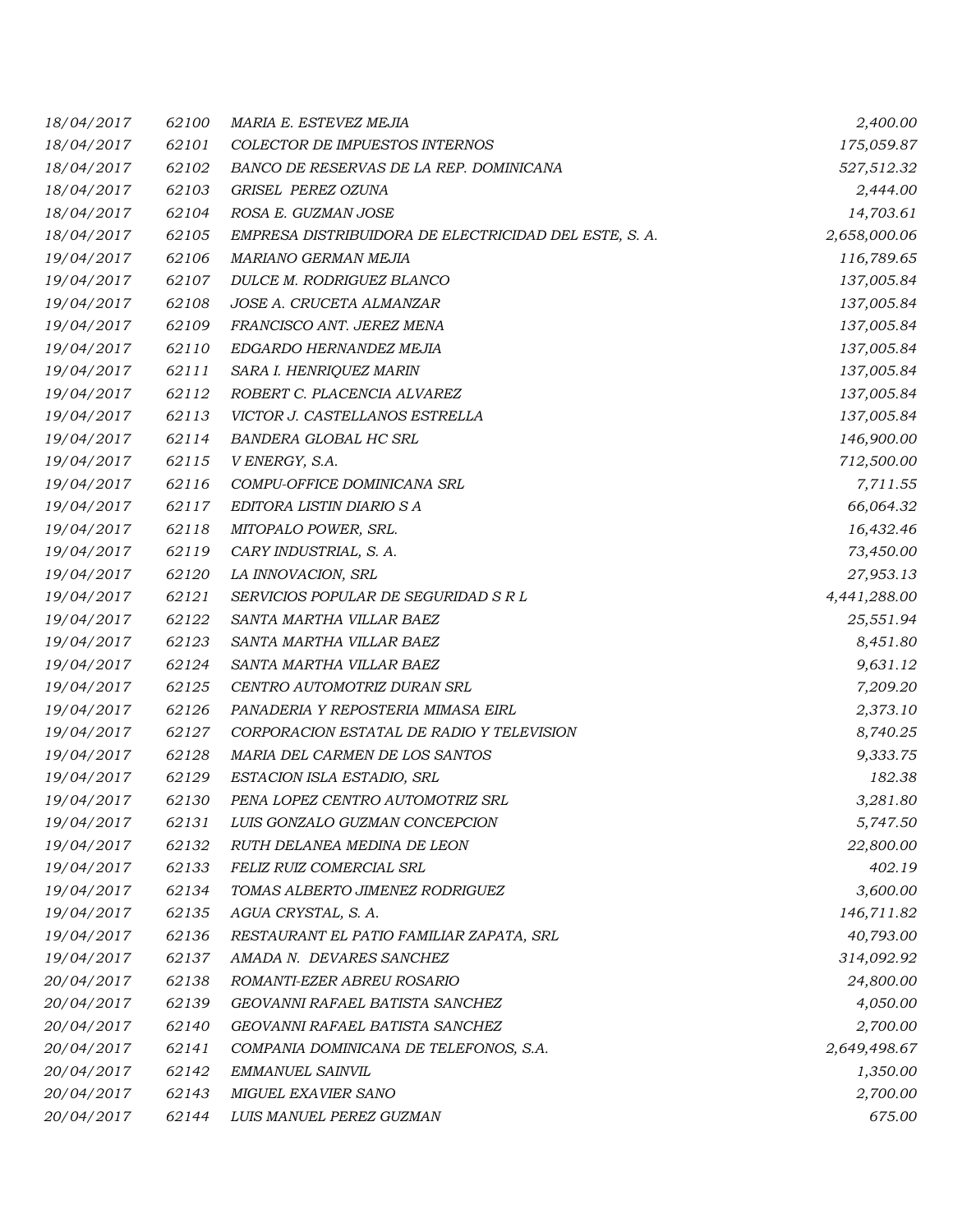| | | | |
|---|---|---|---|
| 18/04/2017 | 62100 | MARIA E. ESTEVEZ MEJIA | 2,400.00 |
| 18/04/2017 | 62101 | COLECTOR DE IMPUESTOS INTERNOS | 175,059.87 |
| 18/04/2017 | 62102 | BANCO DE RESERVAS DE LA REP. DOMINICANA | 527,512.32 |
| 18/04/2017 | 62103 | GRISEL PEREZ OZUNA | 2,444.00 |
| 18/04/2017 | 62104 | ROSA E. GUZMAN JOSE | 14,703.61 |
| 18/04/2017 | 62105 | EMPRESA DISTRIBUIDORA DE ELECTRICIDAD DEL ESTE, S. A. | 2,658,000.06 |
| 19/04/2017 | 62106 | MARIANO GERMAN MEJIA | 116,789.65 |
| 19/04/2017 | 62107 | DULCE M. RODRIGUEZ BLANCO | 137,005.84 |
| 19/04/2017 | 62108 | JOSE A. CRUCETA ALMANZAR | 137,005.84 |
| 19/04/2017 | 62109 | FRANCISCO ANT. JEREZ MENA | 137,005.84 |
| 19/04/2017 | 62110 | EDGARDO HERNANDEZ MEJIA | 137,005.84 |
| 19/04/2017 | 62111 | SARA I. HENRIQUEZ MARIN | 137,005.84 |
| 19/04/2017 | 62112 | ROBERT C. PLACENCIA ALVAREZ | 137,005.84 |
| 19/04/2017 | 62113 | VICTOR J. CASTELLANOS ESTRELLA | 137,005.84 |
| 19/04/2017 | 62114 | BANDERA GLOBAL HC SRL | 146,900.00 |
| 19/04/2017 | 62115 | V ENERGY, S.A. | 712,500.00 |
| 19/04/2017 | 62116 | COMPU-OFFICE DOMINICANA SRL | 7,711.55 |
| 19/04/2017 | 62117 | EDITORA LISTIN DIARIO S A | 66,064.32 |
| 19/04/2017 | 62118 | MITOPALO POWER, SRL. | 16,432.46 |
| 19/04/2017 | 62119 | CARY INDUSTRIAL, S. A. | 73,450.00 |
| 19/04/2017 | 62120 | LA INNOVACION, SRL | 27,953.13 |
| 19/04/2017 | 62121 | SERVICIOS POPULAR DE SEGURIDAD S R L | 4,441,288.00 |
| 19/04/2017 | 62122 | SANTA MARTHA VILLAR BAEZ | 25,551.94 |
| 19/04/2017 | 62123 | SANTA MARTHA VILLAR BAEZ | 8,451.80 |
| 19/04/2017 | 62124 | SANTA MARTHA VILLAR BAEZ | 9,631.12 |
| 19/04/2017 | 62125 | CENTRO AUTOMOTRIZ DURAN SRL | 7,209.20 |
| 19/04/2017 | 62126 | PANADERIA Y REPOSTERIA MIMASA EIRL | 2,373.10 |
| 19/04/2017 | 62127 | CORPORACION ESTATAL DE RADIO Y TELEVISION | 8,740.25 |
| 19/04/2017 | 62128 | MARIA DEL CARMEN DE LOS SANTOS | 9,333.75 |
| 19/04/2017 | 62129 | ESTACION ISLA ESTADIO, SRL | 182.38 |
| 19/04/2017 | 62130 | PENA LOPEZ CENTRO AUTOMOTRIZ SRL | 3,281.80 |
| 19/04/2017 | 62131 | LUIS GONZALO GUZMAN CONCEPCION | 5,747.50 |
| 19/04/2017 | 62132 | RUTH DELANEA MEDINA DE LEON | 22,800.00 |
| 19/04/2017 | 62133 | FELIZ RUIZ COMERCIAL SRL | 402.19 |
| 19/04/2017 | 62134 | TOMAS ALBERTO JIMENEZ RODRIGUEZ | 3,600.00 |
| 19/04/2017 | 62135 | AGUA CRYSTAL, S. A. | 146,711.82 |
| 19/04/2017 | 62136 | RESTAURANT EL PATIO FAMILIAR ZAPATA, SRL | 40,793.00 |
| 19/04/2017 | 62137 | AMADA N. DEVARES SANCHEZ | 314,092.92 |
| 20/04/2017 | 62138 | ROMANTI-EZER ABREU ROSARIO | 24,800.00 |
| 20/04/2017 | 62139 | GEOVANNI RAFAEL BATISTA SANCHEZ | 4,050.00 |
| 20/04/2017 | 62140 | GEOVANNI RAFAEL BATISTA SANCHEZ | 2,700.00 |
| 20/04/2017 | 62141 | COMPANIA DOMINICANA DE TELEFONOS, S.A. | 2,649,498.67 |
| 20/04/2017 | 62142 | EMMANUEL SAINVIL | 1,350.00 |
| 20/04/2017 | 62143 | MIGUEL EXAVIER SANO | 2,700.00 |
| 20/04/2017 | 62144 | LUIS MANUEL PEREZ GUZMAN | 675.00 |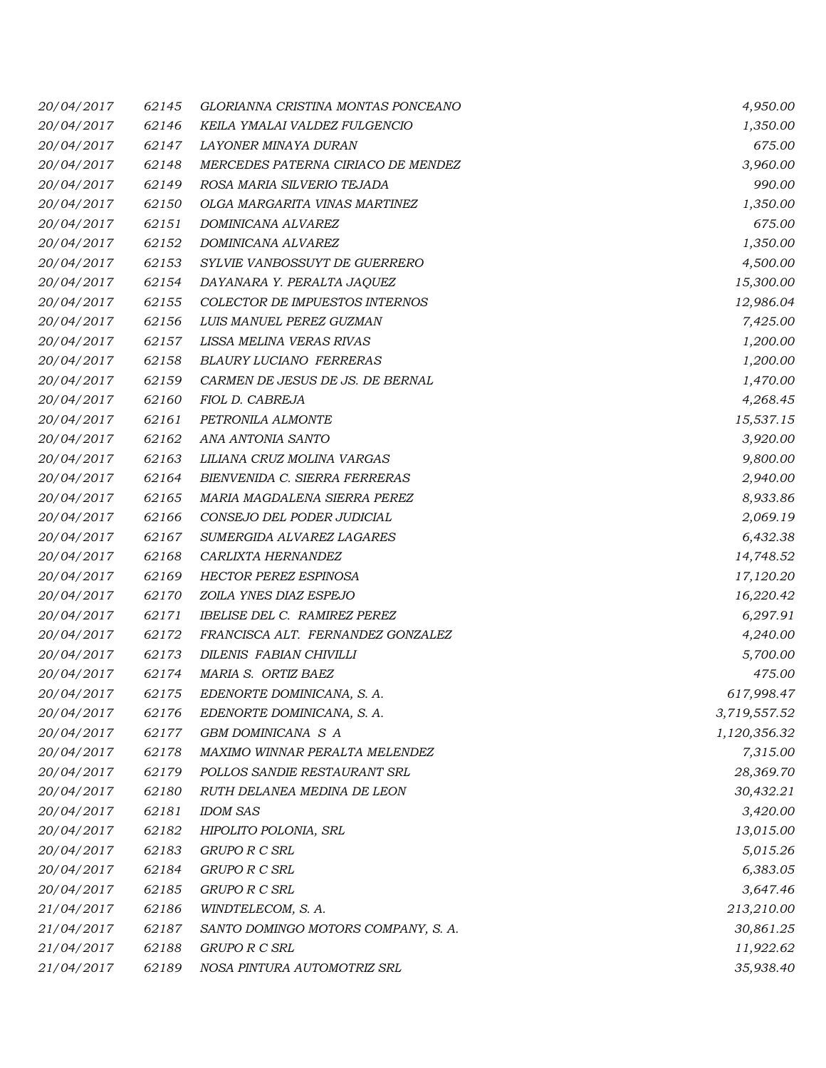| | | | |
|---|---|---|---|
| *20/04/2017* | *62145* | *GLORIANNA CRISTINA MONTAS PONCEANO* | *4,950.00* |
| *20/04/2017* | *62146* | *KEILA YMALAI VALDEZ FULGENCIO* | *1,350.00* |
| *20/04/2017* | *62147* | *LAYONER MINAYA DURAN* | *675.00* |
| *20/04/2017* | *62148* | *MERCEDES PATERNA CIRIACO DE MENDEZ* | *3,960.00* |
| *20/04/2017* | *62149* | *ROSA MARIA SILVERIO TEJADA* | *990.00* |
| *20/04/2017* | *62150* | *OLGA MARGARITA VINAS MARTINEZ* | *1,350.00* |
| *20/04/2017* | *62151* | *DOMINICANA ALVAREZ* | *675.00* |
| *20/04/2017* | *62152* | *DOMINICANA ALVAREZ* | *1,350.00* |
| *20/04/2017* | *62153* | *SYLVIE VANBOSSUYT DE GUERRERO* | *4,500.00* |
| *20/04/2017* | *62154* | *DAYANARA Y. PERALTA JAQUEZ* | *15,300.00* |
| *20/04/2017* | *62155* | *COLECTOR DE IMPUESTOS INTERNOS* | *12,986.04* |
| *20/04/2017* | *62156* | *LUIS MANUEL PEREZ GUZMAN* | *7,425.00* |
| *20/04/2017* | *62157* | *LISSA MELINA VERAS RIVAS* | *1,200.00* |
| *20/04/2017* | *62158* | *BLAURY LUCIANO FERRERAS* | *1,200.00* |
| *20/04/2017* | *62159* | *CARMEN DE JESUS DE JS. DE BERNAL* | *1,470.00* |
| *20/04/2017* | *62160* | *FIOL D. CABREJA* | *4,268.45* |
| *20/04/2017* | *62161* | *PETRONILA ALMONTE* | *15,537.15* |
| *20/04/2017* | *62162* | *ANA ANTONIA SANTO* | *3,920.00* |
| *20/04/2017* | *62163* | *LILIANA CRUZ MOLINA VARGAS* | *9,800.00* |
| *20/04/2017* | *62164* | *BIENVENIDA C. SIERRA FERRERAS* | *2,940.00* |
| *20/04/2017* | *62165* | *MARIA MAGDALENA SIERRA PEREZ* | *8,933.86* |
| *20/04/2017* | *62166* | *CONSEJO DEL PODER JUDICIAL* | *2,069.19* |
| *20/04/2017* | *62167* | *SUMERGIDA ALVAREZ LAGARES* | *6,432.38* |
| *20/04/2017* | *62168* | *CARLIXTA HERNANDEZ* | *14,748.52* |
| *20/04/2017* | *62169* | *HECTOR PEREZ ESPINOSA* | *17,120.20* |
| *20/04/2017* | *62170* | *ZOILA YNES DIAZ ESPEJO* | *16,220.42* |
| *20/04/2017* | *62171* | *IBELISE DEL C. RAMIREZ PEREZ* | *6,297.91* |
| *20/04/2017* | *62172* | *FRANCISCA ALT. FERNANDEZ GONZALEZ* | *4,240.00* |
| *20/04/2017* | *62173* | *DILENIS FABIAN CHIVILLI* | *5,700.00* |
| *20/04/2017* | *62174* | *MARIA S. ORTIZ BAEZ* | *475.00* |
| *20/04/2017* | *62175* | *EDENORTE DOMINICANA, S. A.* | *617,998.47* |
| *20/04/2017* | *62176* | *EDENORTE DOMINICANA, S. A.* | *3,719,557.52* |
| *20/04/2017* | *62177* | *GBM DOMINICANA S A* | *1,120,356.32* |
| *20/04/2017* | *62178* | *MAXIMO WINNAR PERALTA MELENDEZ* | *7,315.00* |
| *20/04/2017* | *62179* | *POLLOS SANDIE RESTAURANT SRL* | *28,369.70* |
| *20/04/2017* | *62180* | *RUTH DELANEA MEDINA DE LEON* | *30,432.21* |
| *20/04/2017* | *62181* | *IDOM SAS* | *3,420.00* |
| *20/04/2017* | *62182* | *HIPOLITO POLONIA, SRL* | *13,015.00* |
| *20/04/2017* | *62183* | *GRUPO R C SRL* | *5,015.26* |
| *20/04/2017* | *62184* | *GRUPO R C SRL* | *6,383.05* |
| *20/04/2017* | *62185* | *GRUPO R C SRL* | *3,647.46* |
| *21/04/2017* | *62186* | *WINDTELECOM, S. A.* | *213,210.00* |
| *21/04/2017* | *62187* | *SANTO DOMINGO MOTORS COMPANY, S. A.* | *30,861.25* |
| *21/04/2017* | *62188* | *GRUPO R C SRL* | *11,922.62* |
| *21/04/2017* | *62189* | *NOSA PINTURA AUTOMOTRIZ SRL* | *35,938.40* |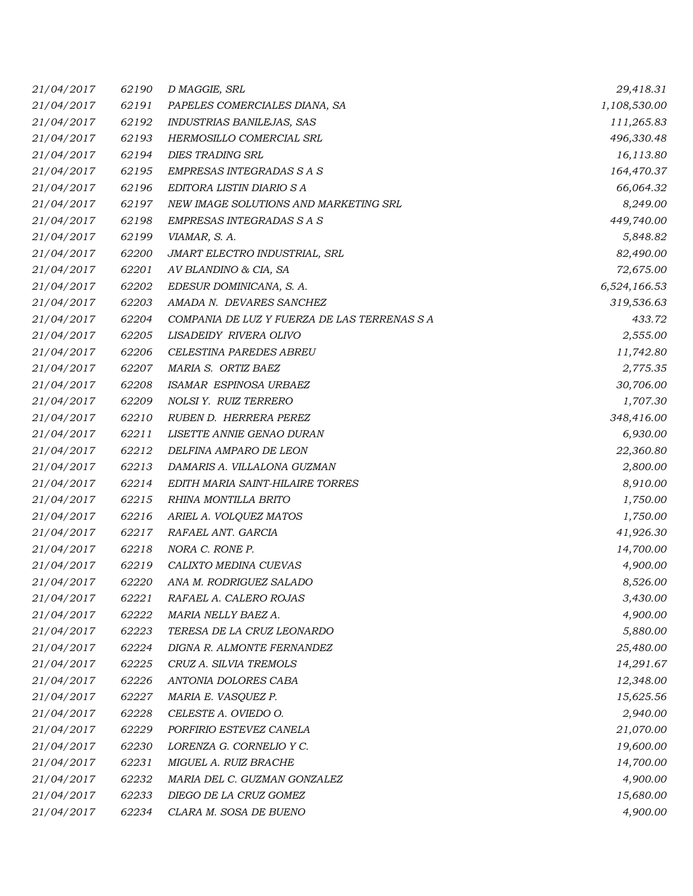| | | | |
|---|---|---|---|
| 21/04/2017 | 62190 | D MAGGIE, SRL | 29,418.31 |
| 21/04/2017 | 62191 | PAPELES COMERCIALES DIANA, SA | 1,108,530.00 |
| 21/04/2017 | 62192 | INDUSTRIAS BANILEJAS, SAS | 111,265.83 |
| 21/04/2017 | 62193 | HERMOSILLO COMERCIAL SRL | 496,330.48 |
| 21/04/2017 | 62194 | DIES TRADING SRL | 16,113.80 |
| 21/04/2017 | 62195 | EMPRESAS INTEGRADAS S A S | 164,470.37 |
| 21/04/2017 | 62196 | EDITORA LISTIN DIARIO S A | 66,064.32 |
| 21/04/2017 | 62197 | NEW IMAGE SOLUTIONS AND MARKETING SRL | 8,249.00 |
| 21/04/2017 | 62198 | EMPRESAS INTEGRADAS S A S | 449,740.00 |
| 21/04/2017 | 62199 | VIAMAR, S. A. | 5,848.82 |
| 21/04/2017 | 62200 | JMART ELECTRO INDUSTRIAL, SRL | 82,490.00 |
| 21/04/2017 | 62201 | AV BLANDINO & CIA, SA | 72,675.00 |
| 21/04/2017 | 62202 | EDESUR DOMINICANA, S. A. | 6,524,166.53 |
| 21/04/2017 | 62203 | AMADA N. DEVARES SANCHEZ | 319,536.63 |
| 21/04/2017 | 62204 | COMPANIA DE LUZ Y FUERZA DE LAS TERRENAS S A | 433.72 |
| 21/04/2017 | 62205 | LISADEIDY RIVERA OLIVO | 2,555.00 |
| 21/04/2017 | 62206 | CELESTINA PAREDES ABREU | 11,742.80 |
| 21/04/2017 | 62207 | MARIA S. ORTIZ BAEZ | 2,775.35 |
| 21/04/2017 | 62208 | ISAMAR ESPINOSA URBAEZ | 30,706.00 |
| 21/04/2017 | 62209 | NOLSI Y. RUIZ TERRERO | 1,707.30 |
| 21/04/2017 | 62210 | RUBEN D. HERRERA PEREZ | 348,416.00 |
| 21/04/2017 | 62211 | LISETTE ANNIE GENAO DURAN | 6,930.00 |
| 21/04/2017 | 62212 | DELFINA AMPARO DE LEON | 22,360.80 |
| 21/04/2017 | 62213 | DAMARIS A. VILLALONA GUZMAN | 2,800.00 |
| 21/04/2017 | 62214 | EDITH MARIA SAINT-HILAIRE TORRES | 8,910.00 |
| 21/04/2017 | 62215 | RHINA MONTILLA BRITO | 1,750.00 |
| 21/04/2017 | 62216 | ARIEL A. VOLQUEZ MATOS | 1,750.00 |
| 21/04/2017 | 62217 | RAFAEL ANT. GARCIA | 41,926.30 |
| 21/04/2017 | 62218 | NORA C. RONE P. | 14,700.00 |
| 21/04/2017 | 62219 | CALIXTO MEDINA CUEVAS | 4,900.00 |
| 21/04/2017 | 62220 | ANA M. RODRIGUEZ SALADO | 8,526.00 |
| 21/04/2017 | 62221 | RAFAEL A. CALERO ROJAS | 3,430.00 |
| 21/04/2017 | 62222 | MARIA NELLY BAEZ A. | 4,900.00 |
| 21/04/2017 | 62223 | TERESA DE LA CRUZ LEONARDO | 5,880.00 |
| 21/04/2017 | 62224 | DIGNA R. ALMONTE FERNANDEZ | 25,480.00 |
| 21/04/2017 | 62225 | CRUZ A. SILVIA TREMOLS | 14,291.67 |
| 21/04/2017 | 62226 | ANTONIA DOLORES CABA | 12,348.00 |
| 21/04/2017 | 62227 | MARIA E. VASQUEZ P. | 15,625.56 |
| 21/04/2017 | 62228 | CELESTE A. OVIEDO O. | 2,940.00 |
| 21/04/2017 | 62229 | PORFIRIO ESTEVEZ CANELA | 21,070.00 |
| 21/04/2017 | 62230 | LORENZA G. CORNELIO Y C. | 19,600.00 |
| 21/04/2017 | 62231 | MIGUEL A. RUIZ BRACHE | 14,700.00 |
| 21/04/2017 | 62232 | MARIA DEL C. GUZMAN GONZALEZ | 4,900.00 |
| 21/04/2017 | 62233 | DIEGO DE LA CRUZ GOMEZ | 15,680.00 |
| 21/04/2017 | 62234 | CLARA M. SOSA DE BUENO | 4,900.00 |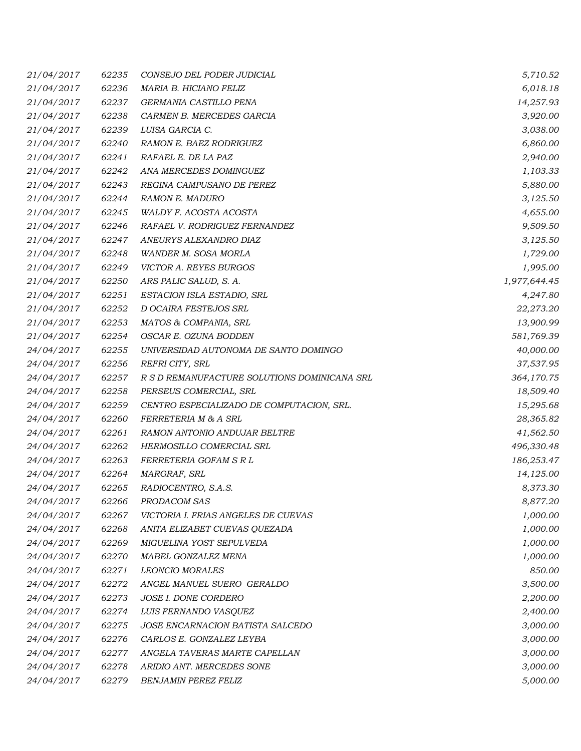| | | | |
|---|---|---|---|
| *21/04/2017* | *62235* | *CONSEJO DEL PODER JUDICIAL* | *5,710.52* |
| *21/04/2017* | *62236* | *MARIA B. HICIANO FELIZ* | *6,018.18* |
| *21/04/2017* | *62237* | *GERMANIA CASTILLO PENA* | *14,257.93* |
| *21/04/2017* | *62238* | *CARMEN B. MERCEDES GARCIA* | *3,920.00* |
| *21/04/2017* | *62239* | *LUISA GARCIA C.* | *3,038.00* |
| *21/04/2017* | *62240* | *RAMON E. BAEZ RODRIGUEZ* | *6,860.00* |
| *21/04/2017* | *62241* | *RAFAEL E. DE LA PAZ* | *2,940.00* |
| *21/04/2017* | *62242* | *ANA MERCEDES DOMINGUEZ* | *1,103.33* |
| *21/04/2017* | *62243* | *REGINA CAMPUSANO DE PEREZ* | *5,880.00* |
| *21/04/2017* | *62244* | *RAMON E. MADURO* | *3,125.50* |
| *21/04/2017* | *62245* | *WALDY F. ACOSTA ACOSTA* | *4,655.00* |
| *21/04/2017* | *62246* | *RAFAEL V. RODRIGUEZ FERNANDEZ* | *9,509.50* |
| *21/04/2017* | *62247* | *ANEURYS ALEXANDRO DIAZ* | *3,125.50* |
| *21/04/2017* | *62248* | *WANDER M. SOSA MORLA* | *1,729.00* |
| *21/04/2017* | *62249* | *VICTOR A. REYES BURGOS* | *1,995.00* |
| *21/04/2017* | *62250* | *ARS PALIC SALUD, S. A.* | *1,977,644.45* |
| *21/04/2017* | *62251* | *ESTACION ISLA ESTADIO, SRL* | *4,247.80* |
| *21/04/2017* | *62252* | *D OCAIRA FESTEJOS SRL* | *22,273.20* |
| *21/04/2017* | *62253* | *MATOS & COMPANIA, SRL* | *13,900.99* |
| *21/04/2017* | *62254* | *OSCAR E. OZUNA BODDEN* | *581,769.39* |
| *24/04/2017* | *62255* | *UNIVERSIDAD AUTONOMA DE SANTO DOMINGO* | *40,000.00* |
| *24/04/2017* | *62256* | *REFRI CITY, SRL* | *37,537.95* |
| *24/04/2017* | *62257* | *R S D REMANUFACTURE SOLUTIONS DOMINICANA SRL* | *364,170.75* |
| *24/04/2017* | *62258* | *PERSEUS COMERCIAL, SRL* | *18,509.40* |
| *24/04/2017* | *62259* | *CENTRO ESPECIALIZADO DE COMPUTACION, SRL.* | *15,295.68* |
| *24/04/2017* | *62260* | *FERRETERIA M & A SRL* | *28,365.82* |
| *24/04/2017* | *62261* | *RAMON ANTONIO ANDUJAR BELTRE* | *41,562.50* |
| *24/04/2017* | *62262* | *HERMOSILLO COMERCIAL SRL* | *496,330.48* |
| *24/04/2017* | *62263* | *FERRETERIA GOFAM S R L* | *186,253.47* |
| *24/04/2017* | *62264* | *MARGRAF, SRL* | *14,125.00* |
| *24/04/2017* | *62265* | *RADIOCENTRO, S.A.S.* | *8,373.30* |
| *24/04/2017* | *62266* | *PRODACOM SAS* | *8,877.20* |
| *24/04/2017* | *62267* | *VICTORIA I. FRIAS ANGELES DE CUEVAS* | *1,000.00* |
| *24/04/2017* | *62268* | *ANITA ELIZABET CUEVAS QUEZADA* | *1,000.00* |
| *24/04/2017* | *62269* | *MIGUELINA YOST SEPULVEDA* | *1,000.00* |
| *24/04/2017* | *62270* | *MABEL GONZALEZ MENA* | *1,000.00* |
| *24/04/2017* | *62271* | *LEONCIO MORALES* | *850.00* |
| *24/04/2017* | *62272* | *ANGEL MANUEL SUERO GERALDO* | *3,500.00* |
| *24/04/2017* | *62273* | *JOSE I. DONE CORDERO* | *2,200.00* |
| *24/04/2017* | *62274* | *LUIS FERNANDO VASQUEZ* | *2,400.00* |
| *24/04/2017* | *62275* | *JOSE ENCARNACION BATISTA SALCEDO* | *3,000.00* |
| *24/04/2017* | *62276* | *CARLOS E. GONZALEZ LEYBA* | *3,000.00* |
| *24/04/2017* | *62277* | *ANGELA TAVERAS MARTE CAPELLAN* | *3,000.00* |
| *24/04/2017* | *62278* | *ARIDIO ANT. MERCEDES SONE* | *3,000.00* |
| *24/04/2017* | *62279* | *BENJAMIN PEREZ FELIZ* | *5,000.00* |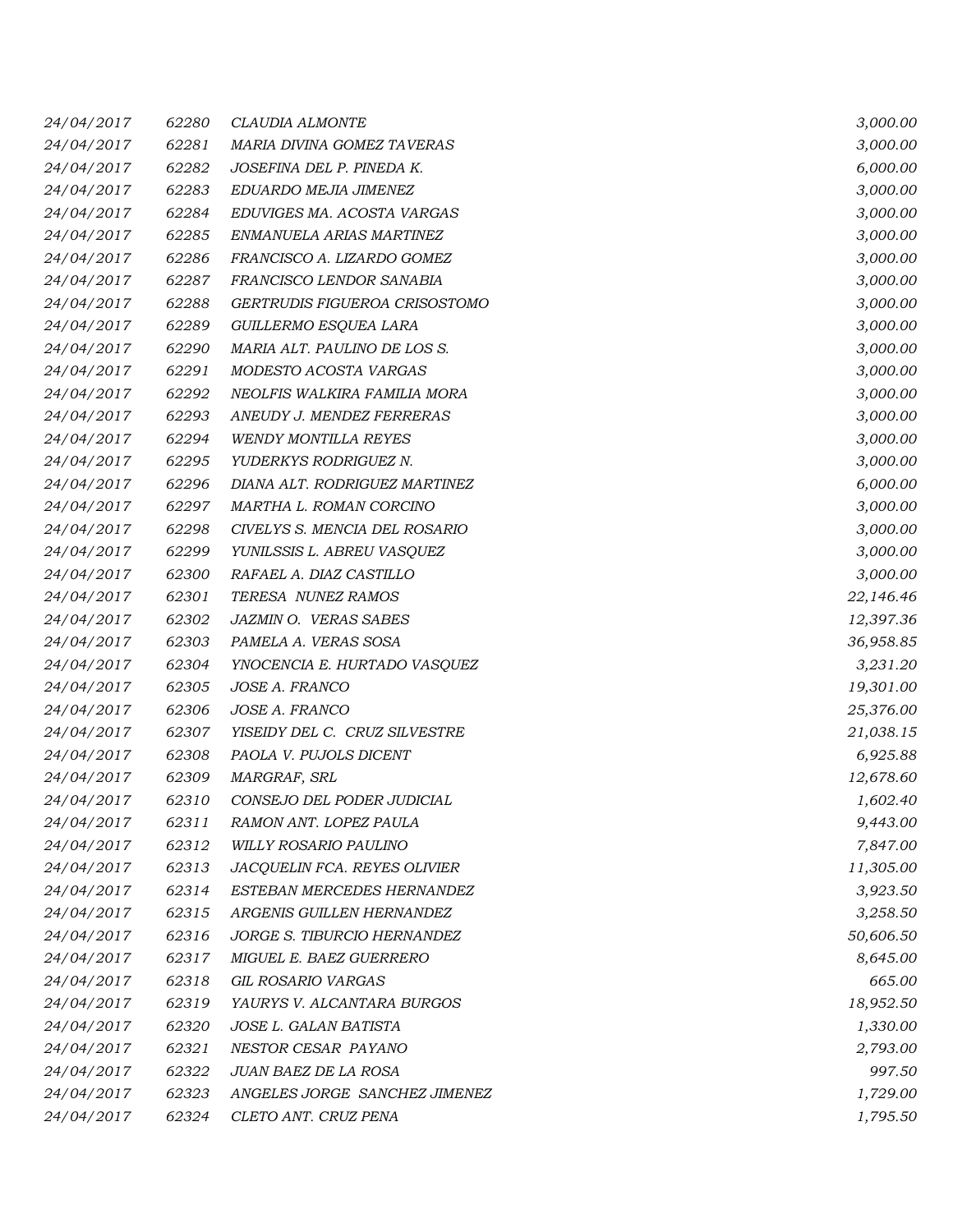| | | | |
|---|---|---|---|
| *24/04/2017* | *62280* | *CLAUDIA ALMONTE* | *3,000.00* |
| *24/04/2017* | *62281* | *MARIA DIVINA GOMEZ TAVERAS* | *3,000.00* |
| *24/04/2017* | *62282* | *JOSEFINA DEL P. PINEDA K.* | *6,000.00* |
| *24/04/2017* | *62283* | *EDUARDO MEJIA JIMENEZ* | *3,000.00* |
| *24/04/2017* | *62284* | *EDUVIGES MA. ACOSTA VARGAS* | *3,000.00* |
| *24/04/2017* | *62285* | *ENMANUELA ARIAS MARTINEZ* | *3,000.00* |
| *24/04/2017* | *62286* | *FRANCISCO A. LIZARDO GOMEZ* | *3,000.00* |
| *24/04/2017* | *62287* | *FRANCISCO LENDOR SANABIA* | *3,000.00* |
| *24/04/2017* | *62288* | *GERTRUDIS FIGUEROA CRISOSTOMO* | *3,000.00* |
| *24/04/2017* | *62289* | *GUILLERMO ESQUEA LARA* | *3,000.00* |
| *24/04/2017* | *62290* | *MARIA ALT. PAULINO DE LOS S.* | *3,000.00* |
| *24/04/2017* | *62291* | *MODESTO ACOSTA VARGAS* | *3,000.00* |
| *24/04/2017* | *62292* | *NEOLFIS WALKIRA FAMILIA MORA* | *3,000.00* |
| *24/04/2017* | *62293* | *ANEUDY J. MENDEZ FERRERAS* | *3,000.00* |
| *24/04/2017* | *62294* | *WENDY MONTILLA REYES* | *3,000.00* |
| *24/04/2017* | *62295* | *YUDERKYS RODRIGUEZ N.* | *3,000.00* |
| *24/04/2017* | *62296* | *DIANA ALT. RODRIGUEZ MARTINEZ* | *6,000.00* |
| *24/04/2017* | *62297* | *MARTHA L. ROMAN CORCINO* | *3,000.00* |
| *24/04/2017* | *62298* | *CIVELYS S. MENCIA DEL ROSARIO* | *3,000.00* |
| *24/04/2017* | *62299* | *YUNILSSIS L. ABREU VASQUEZ* | *3,000.00* |
| *24/04/2017* | *62300* | *RAFAEL A. DIAZ CASTILLO* | *3,000.00* |
| *24/04/2017* | *62301* | *TERESA NUNEZ RAMOS* | *22,146.46* |
| *24/04/2017* | *62302* | *JAZMIN O. VERAS SABES* | *12,397.36* |
| *24/04/2017* | *62303* | *PAMELA A. VERAS SOSA* | *36,958.85* |
| *24/04/2017* | *62304* | *YNOCENCIA E. HURTADO VASQUEZ* | *3,231.20* |
| *24/04/2017* | *62305* | *JOSE A. FRANCO* | *19,301.00* |
| *24/04/2017* | *62306* | *JOSE A. FRANCO* | *25,376.00* |
| *24/04/2017* | *62307* | *YISEIDY DEL C. CRUZ SILVESTRE* | *21,038.15* |
| *24/04/2017* | *62308* | *PAOLA V. PUJOLS DICENT* | *6,925.88* |
| *24/04/2017* | *62309* | *MARGRAF, SRL* | *12,678.60* |
| *24/04/2017* | *62310* | *CONSEJO DEL PODER JUDICIAL* | *1,602.40* |
| *24/04/2017* | *62311* | *RAMON ANT. LOPEZ PAULA* | *9,443.00* |
| *24/04/2017* | *62312* | *WILLY ROSARIO PAULINO* | *7,847.00* |
| *24/04/2017* | *62313* | *JACQUELIN FCA. REYES OLIVIER* | *11,305.00* |
| *24/04/2017* | *62314* | *ESTEBAN MERCEDES HERNANDEZ* | *3,923.50* |
| *24/04/2017* | *62315* | *ARGENIS GUILLEN HERNANDEZ* | *3,258.50* |
| *24/04/2017* | *62316* | *JORGE S. TIBURCIO HERNANDEZ* | *50,606.50* |
| *24/04/2017* | *62317* | *MIGUEL E. BAEZ GUERRERO* | *8,645.00* |
| *24/04/2017* | *62318* | *GIL ROSARIO VARGAS* | *665.00* |
| *24/04/2017* | *62319* | *YAURYS V. ALCANTARA BURGOS* | *18,952.50* |
| *24/04/2017* | *62320* | *JOSE L. GALAN BATISTA* | *1,330.00* |
| *24/04/2017* | *62321* | *NESTOR CESAR PAYANO* | *2,793.00* |
| *24/04/2017* | *62322* | *JUAN BAEZ DE LA ROSA* | *997.50* |
| *24/04/2017* | *62323* | *ANGELES JORGE SANCHEZ JIMENEZ* | *1,729.00* |
| *24/04/2017* | *62324* | *CLETO ANT. CRUZ PENA* | *1,795.50* |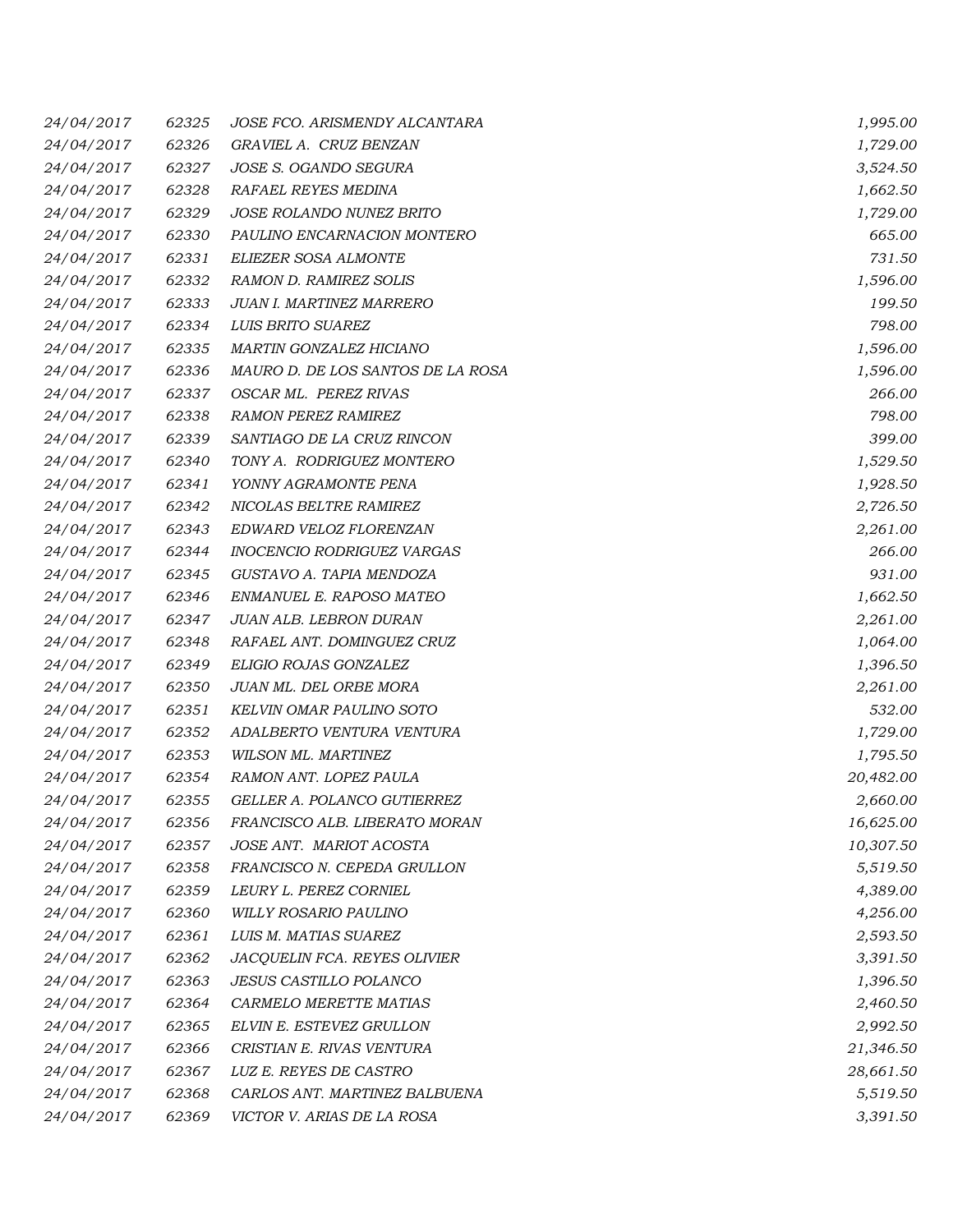| | | | |
|---|---|---|---|
| 24/04/2017 | 62325 | JOSE FCO. ARISMENDY ALCANTARA | 1,995.00 |
| 24/04/2017 | 62326 | GRAVIEL A. CRUZ BENZAN | 1,729.00 |
| 24/04/2017 | 62327 | JOSE S. OGANDO SEGURA | 3,524.50 |
| 24/04/2017 | 62328 | RAFAEL REYES MEDINA | 1,662.50 |
| 24/04/2017 | 62329 | JOSE ROLANDO NUNEZ BRITO | 1,729.00 |
| 24/04/2017 | 62330 | PAULINO ENCARNACION MONTERO | 665.00 |
| 24/04/2017 | 62331 | ELIEZER SOSA ALMONTE | 731.50 |
| 24/04/2017 | 62332 | RAMON D. RAMIREZ SOLIS | 1,596.00 |
| 24/04/2017 | 62333 | JUAN I. MARTINEZ MARRERO | 199.50 |
| 24/04/2017 | 62334 | LUIS BRITO SUAREZ | 798.00 |
| 24/04/2017 | 62335 | MARTIN GONZALEZ HICIANO | 1,596.00 |
| 24/04/2017 | 62336 | MAURO D. DE LOS SANTOS DE LA ROSA | 1,596.00 |
| 24/04/2017 | 62337 | OSCAR ML. PEREZ RIVAS | 266.00 |
| 24/04/2017 | 62338 | RAMON PEREZ RAMIREZ | 798.00 |
| 24/04/2017 | 62339 | SANTIAGO DE LA CRUZ RINCON | 399.00 |
| 24/04/2017 | 62340 | TONY A. RODRIGUEZ MONTERO | 1,529.50 |
| 24/04/2017 | 62341 | YONNY AGRAMONTE PENA | 1,928.50 |
| 24/04/2017 | 62342 | NICOLAS BELTRE RAMIREZ | 2,726.50 |
| 24/04/2017 | 62343 | EDWARD VELOZ FLORENZAN | 2,261.00 |
| 24/04/2017 | 62344 | INOCENCIO RODRIGUEZ VARGAS | 266.00 |
| 24/04/2017 | 62345 | GUSTAVO A. TAPIA MENDOZA | 931.00 |
| 24/04/2017 | 62346 | ENMANUEL E. RAPOSO MATEO | 1,662.50 |
| 24/04/2017 | 62347 | JUAN ALB. LEBRON DURAN | 2,261.00 |
| 24/04/2017 | 62348 | RAFAEL ANT. DOMINGUEZ CRUZ | 1,064.00 |
| 24/04/2017 | 62349 | ELIGIO ROJAS GONZALEZ | 1,396.50 |
| 24/04/2017 | 62350 | JUAN ML. DEL ORBE MORA | 2,261.00 |
| 24/04/2017 | 62351 | KELVIN OMAR PAULINO SOTO | 532.00 |
| 24/04/2017 | 62352 | ADALBERTO VENTURA VENTURA | 1,729.00 |
| 24/04/2017 | 62353 | WILSON ML. MARTINEZ | 1,795.50 |
| 24/04/2017 | 62354 | RAMON ANT. LOPEZ PAULA | 20,482.00 |
| 24/04/2017 | 62355 | GELLER A. POLANCO GUTIERREZ | 2,660.00 |
| 24/04/2017 | 62356 | FRANCISCO ALB. LIBERATO MORAN | 16,625.00 |
| 24/04/2017 | 62357 | JOSE ANT. MARIOT ACOSTA | 10,307.50 |
| 24/04/2017 | 62358 | FRANCISCO N. CEPEDA GRULLON | 5,519.50 |
| 24/04/2017 | 62359 | LEURY L. PEREZ CORNIEL | 4,389.00 |
| 24/04/2017 | 62360 | WILLY ROSARIO PAULINO | 4,256.00 |
| 24/04/2017 | 62361 | LUIS M. MATIAS SUAREZ | 2,593.50 |
| 24/04/2017 | 62362 | JACQUELIN FCA. REYES OLIVIER | 3,391.50 |
| 24/04/2017 | 62363 | JESUS CASTILLO POLANCO | 1,396.50 |
| 24/04/2017 | 62364 | CARMELO MERETTE MATIAS | 2,460.50 |
| 24/04/2017 | 62365 | ELVIN E. ESTEVEZ GRULLON | 2,992.50 |
| 24/04/2017 | 62366 | CRISTIAN E. RIVAS VENTURA | 21,346.50 |
| 24/04/2017 | 62367 | LUZ E. REYES DE CASTRO | 28,661.50 |
| 24/04/2017 | 62368 | CARLOS ANT. MARTINEZ BALBUENA | 5,519.50 |
| 24/04/2017 | 62369 | VICTOR V. ARIAS DE LA ROSA | 3,391.50 |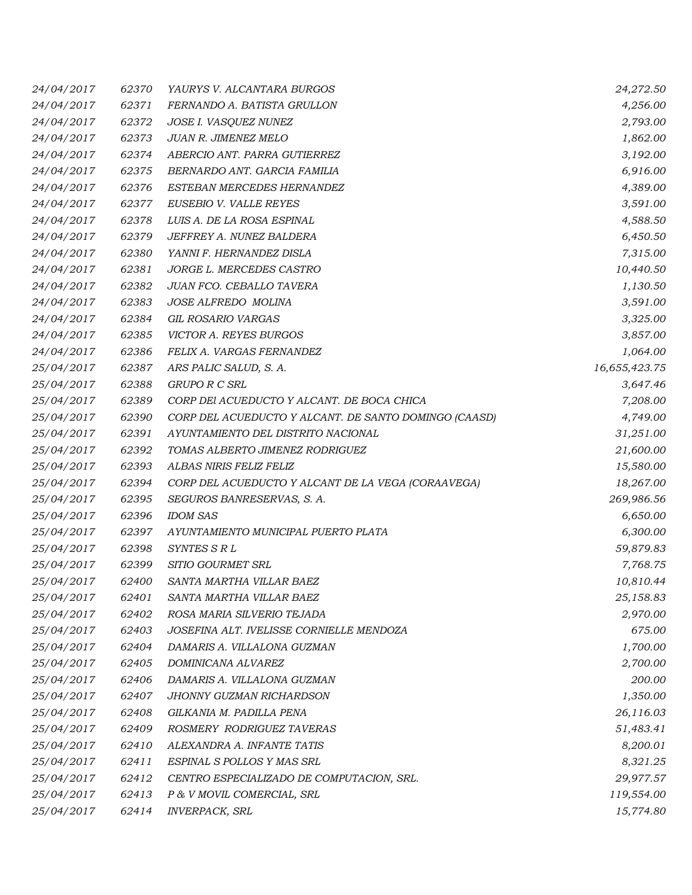| | | | |
|---|---|---|---|
| 24/04/2017 | 62370 | YAURYS V. ALCANTARA BURGOS | 24,272.50 |
| 24/04/2017 | 62371 | FERNANDO A. BATISTA GRULLON | 4,256.00 |
| 24/04/2017 | 62372 | JOSE I. VASQUEZ NUNEZ | 2,793.00 |
| 24/04/2017 | 62373 | JUAN R. JIMENEZ MELO | 1,862.00 |
| 24/04/2017 | 62374 | ABERCIO ANT. PARRA GUTIERREZ | 3,192.00 |
| 24/04/2017 | 62375 | BERNARDO ANT. GARCIA FAMILIA | 6,916.00 |
| 24/04/2017 | 62376 | ESTEBAN MERCEDES HERNANDEZ | 4,389.00 |
| 24/04/2017 | 62377 | EUSEBIO V. VALLE REYES | 3,591.00 |
| 24/04/2017 | 62378 | LUIS A. DE LA ROSA ESPINAL | 4,588.50 |
| 24/04/2017 | 62379 | JEFFREY A. NUNEZ BALDERA | 6,450.50 |
| 24/04/2017 | 62380 | YANNI F. HERNANDEZ DISLA | 7,315.00 |
| 24/04/2017 | 62381 | JORGE L. MERCEDES CASTRO | 10,440.50 |
| 24/04/2017 | 62382 | JUAN FCO. CEBALLO TAVERA | 1,130.50 |
| 24/04/2017 | 62383 | JOSE ALFREDO MOLINA | 3,591.00 |
| 24/04/2017 | 62384 | GIL ROSARIO VARGAS | 3,325.00 |
| 24/04/2017 | 62385 | VICTOR A. REYES BURGOS | 3,857.00 |
| 24/04/2017 | 62386 | FELIX A. VARGAS FERNANDEZ | 1,064.00 |
| 25/04/2017 | 62387 | ARS PALIC SALUD, S. A. | 16,655,423.75 |
| 25/04/2017 | 62388 | GRUPO R C SRL | 3,647.46 |
| 25/04/2017 | 62389 | CORP DEl ACUEDUCTO Y ALCANT. DE BOCA CHICA | 7,208.00 |
| 25/04/2017 | 62390 | CORP DEL ACUEDUCTO Y ALCANT. DE SANTO DOMINGO (CAASD) | 4,749.00 |
| 25/04/2017 | 62391 | AYUNTAMIENTO DEL DISTRITO NACIONAL | 31,251.00 |
| 25/04/2017 | 62392 | TOMAS ALBERTO JIMENEZ RODRIGUEZ | 21,600.00 |
| 25/04/2017 | 62393 | ALBAS NIRIS FELIZ FELIZ | 15,580.00 |
| 25/04/2017 | 62394 | CORP DEL ACUEDUCTO Y ALCANT DE LA VEGA (CORAAVEGA) | 18,267.00 |
| 25/04/2017 | 62395 | SEGUROS BANRESERVAS, S. A. | 269,986.56 |
| 25/04/2017 | 62396 | IDOM SAS | 6,650.00 |
| 25/04/2017 | 62397 | AYUNTAMIENTO MUNICIPAL PUERTO PLATA | 6,300.00 |
| 25/04/2017 | 62398 | SYNTES S R L | 59,879.83 |
| 25/04/2017 | 62399 | SITIO GOURMET SRL | 7,768.75 |
| 25/04/2017 | 62400 | SANTA MARTHA VILLAR BAEZ | 10,810.44 |
| 25/04/2017 | 62401 | SANTA MARTHA VILLAR BAEZ | 25,158.83 |
| 25/04/2017 | 62402 | ROSA MARIA SILVERIO TEJADA | 2,970.00 |
| 25/04/2017 | 62403 | JOSEFINA ALT. IVELISSE CORNIELLE MENDOZA | 675.00 |
| 25/04/2017 | 62404 | DAMARIS A. VILLALONA GUZMAN | 1,700.00 |
| 25/04/2017 | 62405 | DOMINICANA ALVAREZ | 2,700.00 |
| 25/04/2017 | 62406 | DAMARIS A. VILLALONA GUZMAN | 200.00 |
| 25/04/2017 | 62407 | JHONNY GUZMAN RICHARDSON | 1,350.00 |
| 25/04/2017 | 62408 | GILKANIA M. PADILLA PENA | 26,116.03 |
| 25/04/2017 | 62409 | ROSMERY RODRIGUEZ TAVERAS | 51,483.41 |
| 25/04/2017 | 62410 | ALEXANDRA A. INFANTE TATIS | 8,200.01 |
| 25/04/2017 | 62411 | ESPINAL S POLLOS Y MAS SRL | 8,321.25 |
| 25/04/2017 | 62412 | CENTRO ESPECIALIZADO DE COMPUTACION, SRL. | 29,977.57 |
| 25/04/2017 | 62413 | P & V MOVIL COMERCIAL, SRL | 119,554.00 |
| 25/04/2017 | 62414 | INVERPACK, SRL | 15,774.80 |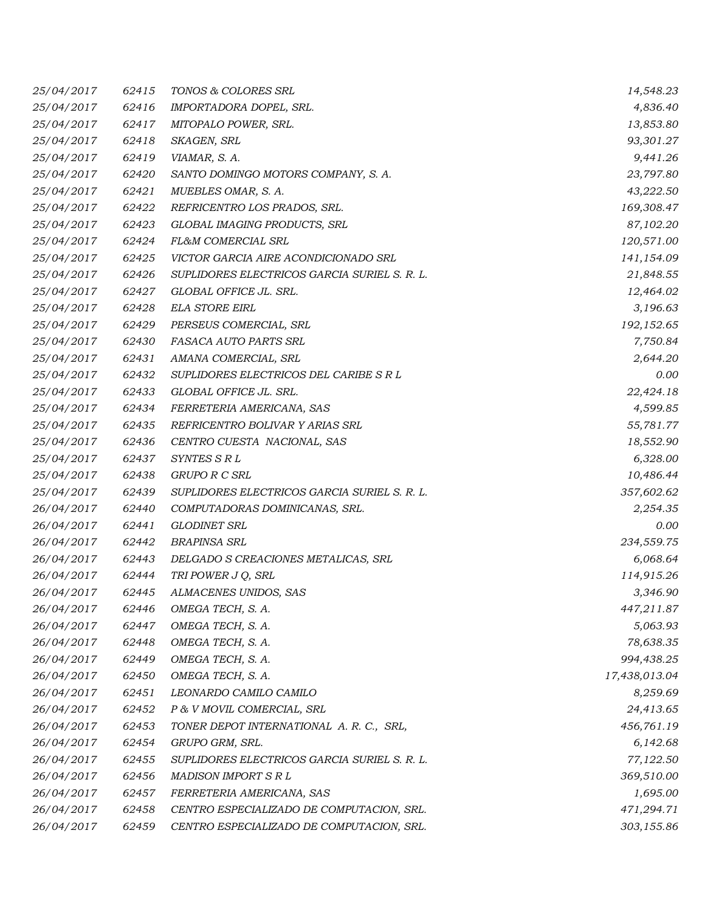| | | | |
|---|---|---|---|
| *25/04/2017* | *62415* | *TONOS & COLORES SRL* | *14,548.23* |
| *25/04/2017* | *62416* | *IMPORTADORA DOPEL, SRL.* | *4,836.40* |
| *25/04/2017* | *62417* | *MITOPALO POWER, SRL.* | *13,853.80* |
| *25/04/2017* | *62418* | *SKAGEN, SRL* | *93,301.27* |
| *25/04/2017* | *62419* | *VIAMAR, S. A.* | *9,441.26* |
| *25/04/2017* | *62420* | *SANTO DOMINGO MOTORS COMPANY, S. A.* | *23,797.80* |
| *25/04/2017* | *62421* | *MUEBLES OMAR, S. A.* | *43,222.50* |
| *25/04/2017* | *62422* | *REFRICENTRO LOS PRADOS, SRL.* | *169,308.47* |
| *25/04/2017* | *62423* | *GLOBAL IMAGING PRODUCTS, SRL* | *87,102.20* |
| *25/04/2017* | *62424* | *FL&M COMERCIAL SRL* | *120,571.00* |
| *25/04/2017* | *62425* | *VICTOR GARCIA AIRE ACONDICIONADO SRL* | *141,154.09* |
| *25/04/2017* | *62426* | *SUPLIDORES ELECTRICOS GARCIA SURIEL S. R. L.* | *21,848.55* |
| *25/04/2017* | *62427* | *GLOBAL OFFICE JL. SRL.* | *12,464.02* |
| *25/04/2017* | *62428* | *ELA STORE EIRL* | *3,196.63* |
| *25/04/2017* | *62429* | *PERSEUS COMERCIAL, SRL* | *192,152.65* |
| *25/04/2017* | *62430* | *FASACA AUTO PARTS SRL* | *7,750.84* |
| *25/04/2017* | *62431* | *AMANA COMERCIAL, SRL* | *2,644.20* |
| *25/04/2017* | *62432* | *SUPLIDORES ELECTRICOS DEL CARIBE S R L* | *0.00* |
| *25/04/2017* | *62433* | *GLOBAL OFFICE JL. SRL.* | *22,424.18* |
| *25/04/2017* | *62434* | *FERRETERIA AMERICANA, SAS* | *4,599.85* |
| *25/04/2017* | *62435* | *REFRICENTRO BOLIVAR Y ARIAS SRL* | *55,781.77* |
| *25/04/2017* | *62436* | *CENTRO CUESTA NACIONAL, SAS* | *18,552.90* |
| *25/04/2017* | *62437* | *SYNTES S R L* | *6,328.00* |
| *25/04/2017* | *62438* | *GRUPO R C SRL* | *10,486.44* |
| *25/04/2017* | *62439* | *SUPLIDORES ELECTRICOS GARCIA SURIEL S. R. L.* | *357,602.62* |
| *26/04/2017* | *62440* | *COMPUTADORAS DOMINICANAS, SRL.* | *2,254.35* |
| *26/04/2017* | *62441* | *GLODINET SRL* | *0.00* |
| *26/04/2017* | *62442* | *BRAPINSA SRL* | *234,559.75* |
| *26/04/2017* | *62443* | *DELGADO S CREACIONES METALICAS, SRL* | *6,068.64* |
| *26/04/2017* | *62444* | *TRI POWER J Q, SRL* | *114,915.26* |
| *26/04/2017* | *62445* | *ALMACENES UNIDOS, SAS* | *3,346.90* |
| *26/04/2017* | *62446* | *OMEGA TECH, S. A.* | *447,211.87* |
| *26/04/2017* | *62447* | *OMEGA TECH, S. A.* | *5,063.93* |
| *26/04/2017* | *62448* | *OMEGA TECH, S. A.* | *78,638.35* |
| *26/04/2017* | *62449* | *OMEGA TECH, S. A.* | *994,438.25* |
| *26/04/2017* | *62450* | *OMEGA TECH, S. A.* | *17,438,013.04* |
| *26/04/2017* | *62451* | *LEONARDO CAMILO CAMILO* | *8,259.69* |
| *26/04/2017* | *62452* | *P & V MOVIL COMERCIAL, SRL* | *24,413.65* |
| *26/04/2017* | *62453* | *TONER DEPOT INTERNATIONAL A. R. C., SRL,* | *456,761.19* |
| *26/04/2017* | *62454* | *GRUPO GRM, SRL.* | *6,142.68* |
| *26/04/2017* | *62455* | *SUPLIDORES ELECTRICOS GARCIA SURIEL S. R. L.* | *77,122.50* |
| *26/04/2017* | *62456* | *MADISON IMPORT S R L* | *369,510.00* |
| *26/04/2017* | *62457* | *FERRETERIA AMERICANA, SAS* | *1,695.00* |
| *26/04/2017* | *62458* | *CENTRO ESPECIALIZADO DE COMPUTACION, SRL.* | *471,294.71* |
| *26/04/2017* | *62459* | *CENTRO ESPECIALIZADO DE COMPUTACION, SRL.* | *303,155.86* |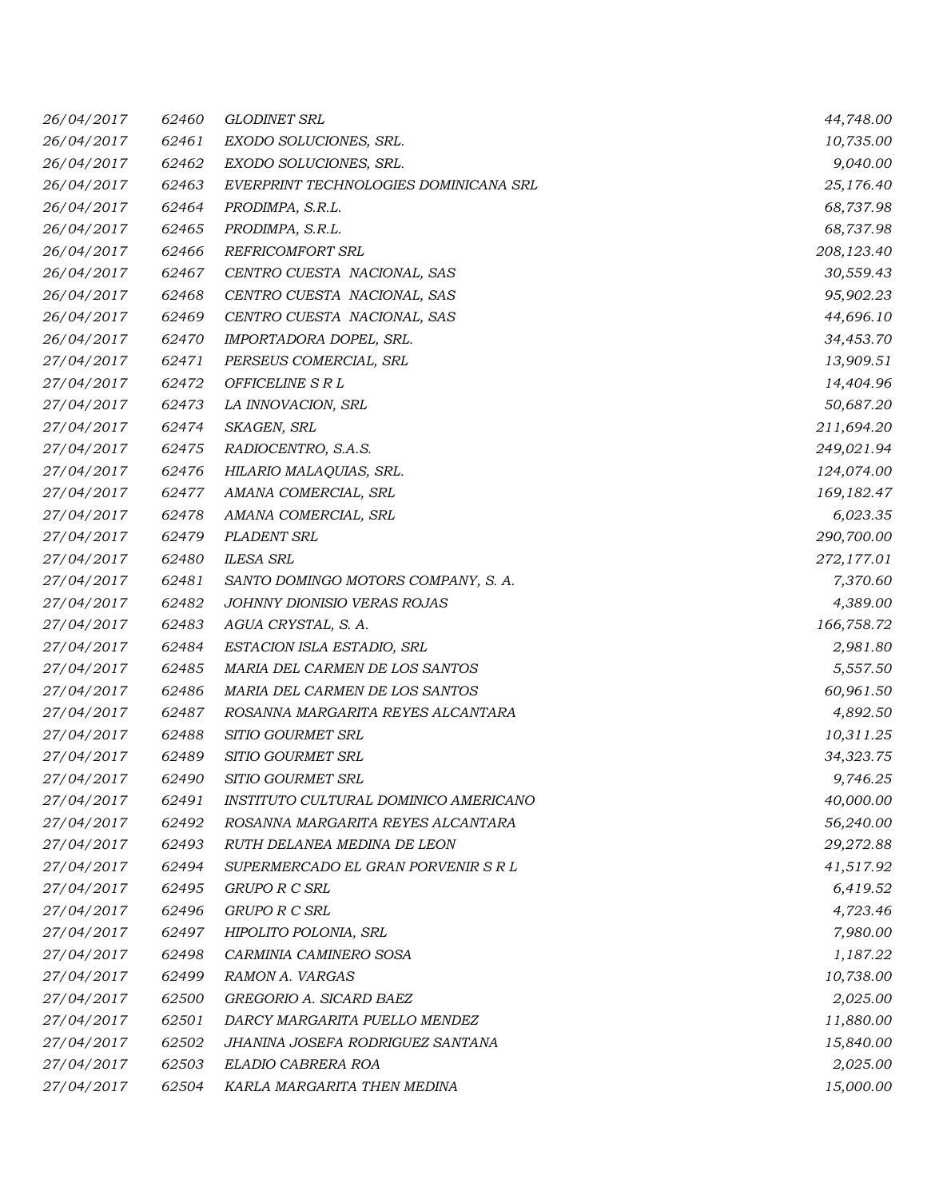| | | | |
|---|---|---|---|
| *26/04/2017* | *62460* | *GLODINET SRL* | *44,748.00* |
| *26/04/2017* | *62461* | *EXODO SOLUCIONES, SRL.* | *10,735.00* |
| *26/04/2017* | *62462* | *EXODO SOLUCIONES, SRL.* | *9,040.00* |
| *26/04/2017* | *62463* | *EVERPRINT TECHNOLOGIES DOMINICANA SRL* | *25,176.40* |
| *26/04/2017* | *62464* | *PRODIMPA, S.R.L.* | *68,737.98* |
| *26/04/2017* | *62465* | *PRODIMPA, S.R.L.* | *68,737.98* |
| *26/04/2017* | *62466* | *REFRICOMFORT SRL* | *208,123.40* |
| *26/04/2017* | *62467* | *CENTRO CUESTA NACIONAL, SAS* | *30,559.43* |
| *26/04/2017* | *62468* | *CENTRO CUESTA NACIONAL, SAS* | *95,902.23* |
| *26/04/2017* | *62469* | *CENTRO CUESTA NACIONAL, SAS* | *44,696.10* |
| *26/04/2017* | *62470* | *IMPORTADORA DOPEL, SRL.* | *34,453.70* |
| *27/04/2017* | *62471* | *PERSEUS COMERCIAL, SRL* | *13,909.51* |
| *27/04/2017* | *62472* | *OFFICELINE S R L* | *14,404.96* |
| *27/04/2017* | *62473* | *LA INNOVACION, SRL* | *50,687.20* |
| *27/04/2017* | *62474* | *SKAGEN, SRL* | *211,694.20* |
| *27/04/2017* | *62475* | *RADIOCENTRO, S.A.S.* | *249,021.94* |
| *27/04/2017* | *62476* | *HILARIO MALAQUIAS, SRL.* | *124,074.00* |
| *27/04/2017* | *62477* | *AMANA COMERCIAL, SRL* | *169,182.47* |
| *27/04/2017* | *62478* | *AMANA COMERCIAL, SRL* | *6,023.35* |
| *27/04/2017* | *62479* | *PLADENT SRL* | *290,700.00* |
| *27/04/2017* | *62480* | *ILESA SRL* | *272,177.01* |
| *27/04/2017* | *62481* | *SANTO DOMINGO MOTORS COMPANY, S. A.* | *7,370.60* |
| *27/04/2017* | *62482* | *JOHNNY DIONISIO VERAS ROJAS* | *4,389.00* |
| *27/04/2017* | *62483* | *AGUA CRYSTAL, S. A.* | *166,758.72* |
| *27/04/2017* | *62484* | *ESTACION ISLA ESTADIO, SRL* | *2,981.80* |
| *27/04/2017* | *62485* | *MARIA DEL CARMEN DE LOS SANTOS* | *5,557.50* |
| *27/04/2017* | *62486* | *MARIA DEL CARMEN DE LOS SANTOS* | *60,961.50* |
| *27/04/2017* | *62487* | *ROSANNA MARGARITA REYES ALCANTARA* | *4,892.50* |
| *27/04/2017* | *62488* | *SITIO GOURMET SRL* | *10,311.25* |
| *27/04/2017* | *62489* | *SITIO GOURMET SRL* | *34,323.75* |
| *27/04/2017* | *62490* | *SITIO GOURMET SRL* | *9,746.25* |
| *27/04/2017* | *62491* | *INSTITUTO CULTURAL DOMINICO AMERICANO* | *40,000.00* |
| *27/04/2017* | *62492* | *ROSANNA MARGARITA REYES ALCANTARA* | *56,240.00* |
| *27/04/2017* | *62493* | *RUTH DELANEA MEDINA DE LEON* | *29,272.88* |
| *27/04/2017* | *62494* | *SUPERMERCADO EL GRAN PORVENIR S R L* | *41,517.92* |
| *27/04/2017* | *62495* | *GRUPO R C SRL* | *6,419.52* |
| *27/04/2017* | *62496* | *GRUPO R C SRL* | *4,723.46* |
| *27/04/2017* | *62497* | *HIPOLITO POLONIA, SRL* | *7,980.00* |
| *27/04/2017* | *62498* | *CARMINIA CAMINERO SOSA* | *1,187.22* |
| *27/04/2017* | *62499* | *RAMON A. VARGAS* | *10,738.00* |
| *27/04/2017* | *62500* | *GREGORIO A. SICARD BAEZ* | *2,025.00* |
| *27/04/2017* | *62501* | *DARCY MARGARITA PUELLO MENDEZ* | *11,880.00* |
| *27/04/2017* | *62502* | *JHANINA JOSEFA RODRIGUEZ SANTANA* | *15,840.00* |
| *27/04/2017* | *62503* | *ELADIO CABRERA ROA* | *2,025.00* |
| *27/04/2017* | *62504* | *KARLA MARGARITA THEN MEDINA* | *15,000.00* |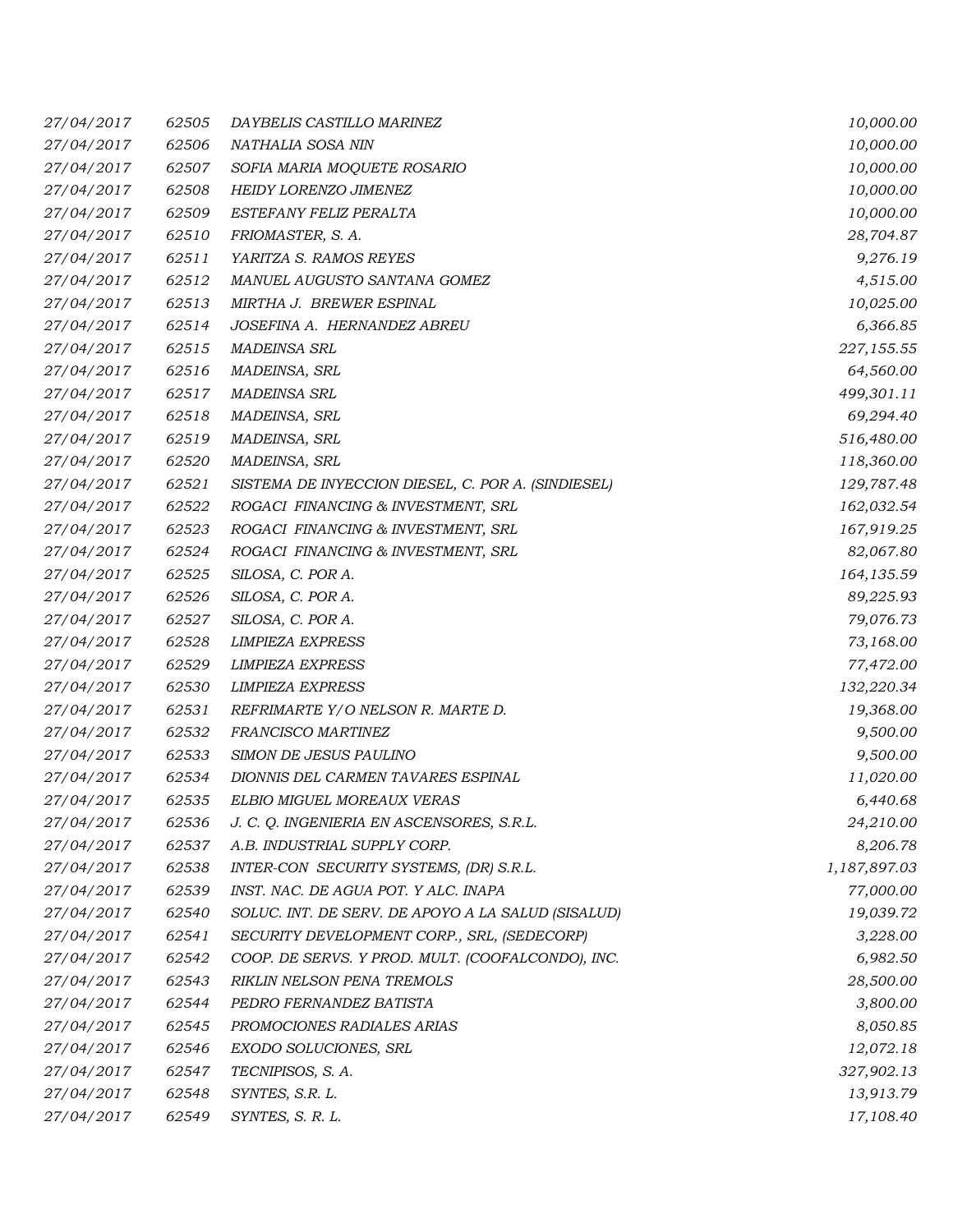| | | | |
|---|---|---|---|
| 27/04/2017 | 62505 | DAYBELIS CASTILLO MARINEZ | 10,000.00 |
| 27/04/2017 | 62506 | NATHALIA SOSA NIN | 10,000.00 |
| 27/04/2017 | 62507 | SOFIA MARIA MOQUETE ROSARIO | 10,000.00 |
| 27/04/2017 | 62508 | HEIDY LORENZO JIMENEZ | 10,000.00 |
| 27/04/2017 | 62509 | ESTEFANY FELIZ PERALTA | 10,000.00 |
| 27/04/2017 | 62510 | FRIOMASTER, S. A. | 28,704.87 |
| 27/04/2017 | 62511 | YARITZA S. RAMOS REYES | 9,276.19 |
| 27/04/2017 | 62512 | MANUEL AUGUSTO SANTANA GOMEZ | 4,515.00 |
| 27/04/2017 | 62513 | MIRTHA J. BREWER ESPINAL | 10,025.00 |
| 27/04/2017 | 62514 | JOSEFINA A. HERNANDEZ ABREU | 6,366.85 |
| 27/04/2017 | 62515 | MADEINSA SRL | 227,155.55 |
| 27/04/2017 | 62516 | MADEINSA, SRL | 64,560.00 |
| 27/04/2017 | 62517 | MADEINSA SRL | 499,301.11 |
| 27/04/2017 | 62518 | MADEINSA, SRL | 69,294.40 |
| 27/04/2017 | 62519 | MADEINSA, SRL | 516,480.00 |
| 27/04/2017 | 62520 | MADEINSA, SRL | 118,360.00 |
| 27/04/2017 | 62521 | SISTEMA DE INYECCION DIESEL, C. POR A. (SINDIESEL) | 129,787.48 |
| 27/04/2017 | 62522 | ROGACI FINANCING & INVESTMENT, SRL | 162,032.54 |
| 27/04/2017 | 62523 | ROGACI FINANCING & INVESTMENT, SRL | 167,919.25 |
| 27/04/2017 | 62524 | ROGACI FINANCING & INVESTMENT, SRL | 82,067.80 |
| 27/04/2017 | 62525 | SILOSA, C. POR A. | 164,135.59 |
| 27/04/2017 | 62526 | SILOSA, C. POR A. | 89,225.93 |
| 27/04/2017 | 62527 | SILOSA, C. POR A. | 79,076.73 |
| 27/04/2017 | 62528 | LIMPIEZA EXPRESS | 73,168.00 |
| 27/04/2017 | 62529 | LIMPIEZA EXPRESS | 77,472.00 |
| 27/04/2017 | 62530 | LIMPIEZA EXPRESS | 132,220.34 |
| 27/04/2017 | 62531 | REFRIMARTE Y/O NELSON R. MARTE D. | 19,368.00 |
| 27/04/2017 | 62532 | FRANCISCO MARTINEZ | 9,500.00 |
| 27/04/2017 | 62533 | SIMON DE JESUS PAULINO | 9,500.00 |
| 27/04/2017 | 62534 | DIONNIS DEL CARMEN TAVARES ESPINAL | 11,020.00 |
| 27/04/2017 | 62535 | ELBIO MIGUEL MOREAUX VERAS | 6,440.68 |
| 27/04/2017 | 62536 | J. C. Q. INGENIERIA EN ASCENSORES, S.R.L. | 24,210.00 |
| 27/04/2017 | 62537 | A.B. INDUSTRIAL SUPPLY CORP. | 8,206.78 |
| 27/04/2017 | 62538 | INTER-CON SECURITY SYSTEMS, (DR) S.R.L. | 1,187,897.03 |
| 27/04/2017 | 62539 | INST. NAC. DE AGUA POT. Y ALC. INAPA | 77,000.00 |
| 27/04/2017 | 62540 | SOLUC. INT. DE SERV. DE APOYO A LA SALUD (SISALUD) | 19,039.72 |
| 27/04/2017 | 62541 | SECURITY DEVELOPMENT CORP., SRL, (SEDECORP) | 3,228.00 |
| 27/04/2017 | 62542 | COOP. DE SERVS. Y PROD. MULT. (COOFALCONDO), INC. | 6,982.50 |
| 27/04/2017 | 62543 | RIKLIN NELSON PENA TREMOLS | 28,500.00 |
| 27/04/2017 | 62544 | PEDRO FERNANDEZ BATISTA | 3,800.00 |
| 27/04/2017 | 62545 | PROMOCIONES RADIALES ARIAS | 8,050.85 |
| 27/04/2017 | 62546 | EXODO SOLUCIONES, SRL | 12,072.18 |
| 27/04/2017 | 62547 | TECNIPISOS, S. A. | 327,902.13 |
| 27/04/2017 | 62548 | SYNTES, S.R. L. | 13,913.79 |
| 27/04/2017 | 62549 | SYNTES, S. R. L. | 17,108.40 |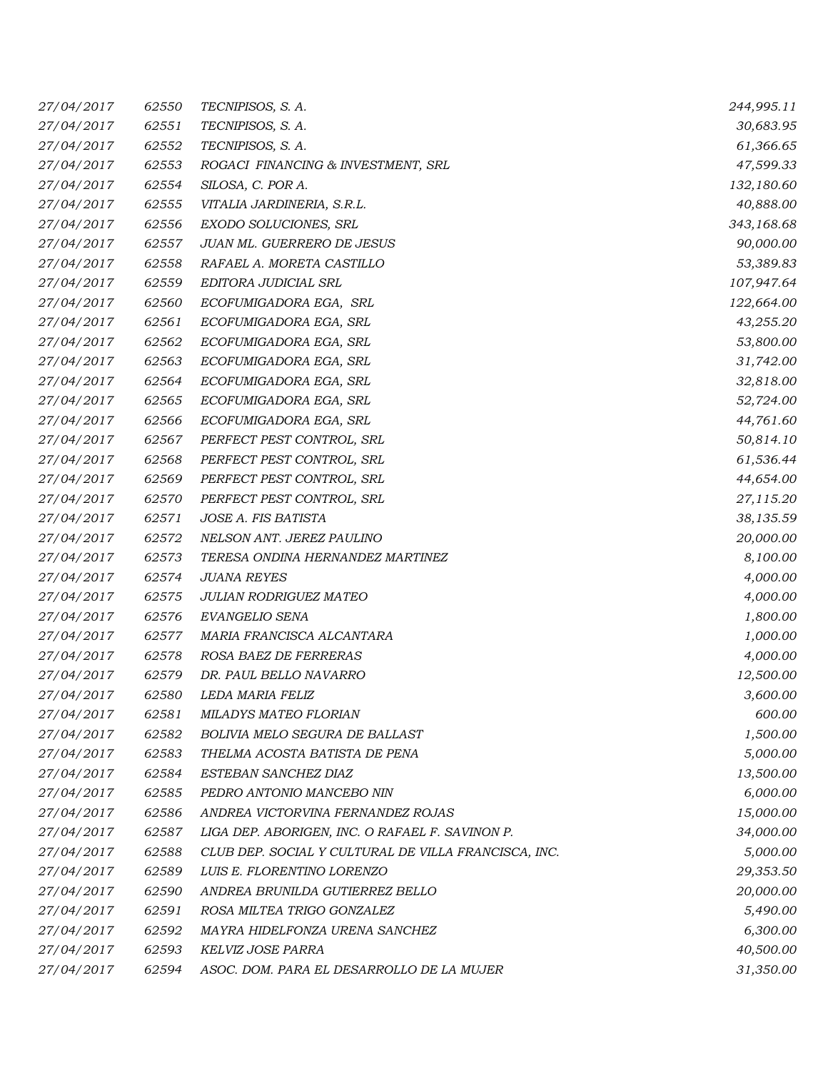| | | | |
|---|---|---|---|
| 27/04/2017 | 62550 | TECNIPISOS, S. A. | 244,995.11 |
| 27/04/2017 | 62551 | TECNIPISOS, S. A. | 30,683.95 |
| 27/04/2017 | 62552 | TECNIPISOS, S. A. | 61,366.65 |
| 27/04/2017 | 62553 | ROGACI FINANCING & INVESTMENT, SRL | 47,599.33 |
| 27/04/2017 | 62554 | SILOSA, C. POR A. | 132,180.60 |
| 27/04/2017 | 62555 | VITALIA JARDINERIA, S.R.L. | 40,888.00 |
| 27/04/2017 | 62556 | EXODO SOLUCIONES, SRL | 343,168.68 |
| 27/04/2017 | 62557 | JUAN ML. GUERRERO DE JESUS | 90,000.00 |
| 27/04/2017 | 62558 | RAFAEL A. MORETA CASTILLO | 53,389.83 |
| 27/04/2017 | 62559 | EDITORA JUDICIAL SRL | 107,947.64 |
| 27/04/2017 | 62560 | ECOFUMIGADORA EGA, SRL | 122,664.00 |
| 27/04/2017 | 62561 | ECOFUMIGADORA EGA, SRL | 43,255.20 |
| 27/04/2017 | 62562 | ECOFUMIGADORA EGA, SRL | 53,800.00 |
| 27/04/2017 | 62563 | ECOFUMIGADORA EGA, SRL | 31,742.00 |
| 27/04/2017 | 62564 | ECOFUMIGADORA EGA, SRL | 32,818.00 |
| 27/04/2017 | 62565 | ECOFUMIGADORA EGA, SRL | 52,724.00 |
| 27/04/2017 | 62566 | ECOFUMIGADORA EGA, SRL | 44,761.60 |
| 27/04/2017 | 62567 | PERFECT PEST CONTROL, SRL | 50,814.10 |
| 27/04/2017 | 62568 | PERFECT PEST CONTROL, SRL | 61,536.44 |
| 27/04/2017 | 62569 | PERFECT PEST CONTROL, SRL | 44,654.00 |
| 27/04/2017 | 62570 | PERFECT PEST CONTROL, SRL | 27,115.20 |
| 27/04/2017 | 62571 | JOSE A. FIS BATISTA | 38,135.59 |
| 27/04/2017 | 62572 | NELSON ANT. JEREZ PAULINO | 20,000.00 |
| 27/04/2017 | 62573 | TERESA ONDINA HERNANDEZ MARTINEZ | 8,100.00 |
| 27/04/2017 | 62574 | JUANA REYES | 4,000.00 |
| 27/04/2017 | 62575 | JULIAN RODRIGUEZ MATEO | 4,000.00 |
| 27/04/2017 | 62576 | EVANGELIO SENA | 1,800.00 |
| 27/04/2017 | 62577 | MARIA FRANCISCA ALCANTARA | 1,000.00 |
| 27/04/2017 | 62578 | ROSA BAEZ DE FERRERAS | 4,000.00 |
| 27/04/2017 | 62579 | DR. PAUL BELLO NAVARRO | 12,500.00 |
| 27/04/2017 | 62580 | LEDA MARIA FELIZ | 3,600.00 |
| 27/04/2017 | 62581 | MILADYS MATEO FLORIAN | 600.00 |
| 27/04/2017 | 62582 | BOLIVIA MELO SEGURA DE BALLAST | 1,500.00 |
| 27/04/2017 | 62583 | THELMA ACOSTA BATISTA DE PENA | 5,000.00 |
| 27/04/2017 | 62584 | ESTEBAN SANCHEZ DIAZ | 13,500.00 |
| 27/04/2017 | 62585 | PEDRO ANTONIO MANCEBO NIN | 6,000.00 |
| 27/04/2017 | 62586 | ANDREA VICTORVINA FERNANDEZ ROJAS | 15,000.00 |
| 27/04/2017 | 62587 | LIGA DEP. ABORIGEN, INC. O RAFAEL F. SAVINON P. | 34,000.00 |
| 27/04/2017 | 62588 | CLUB DEP. SOCIAL Y CULTURAL DE VILLA FRANCISCA, INC. | 5,000.00 |
| 27/04/2017 | 62589 | LUIS E. FLORENTINO LORENZO | 29,353.50 |
| 27/04/2017 | 62590 | ANDREA BRUNILDA GUTIERREZ BELLO | 20,000.00 |
| 27/04/2017 | 62591 | ROSA MILTEA TRIGO GONZALEZ | 5,490.00 |
| 27/04/2017 | 62592 | MAYRA HIDELFONZA URENA SANCHEZ | 6,300.00 |
| 27/04/2017 | 62593 | KELVIZ JOSE PARRA | 40,500.00 |
| 27/04/2017 | 62594 | ASOC. DOM. PARA EL DESARROLLO DE LA MUJER | 31,350.00 |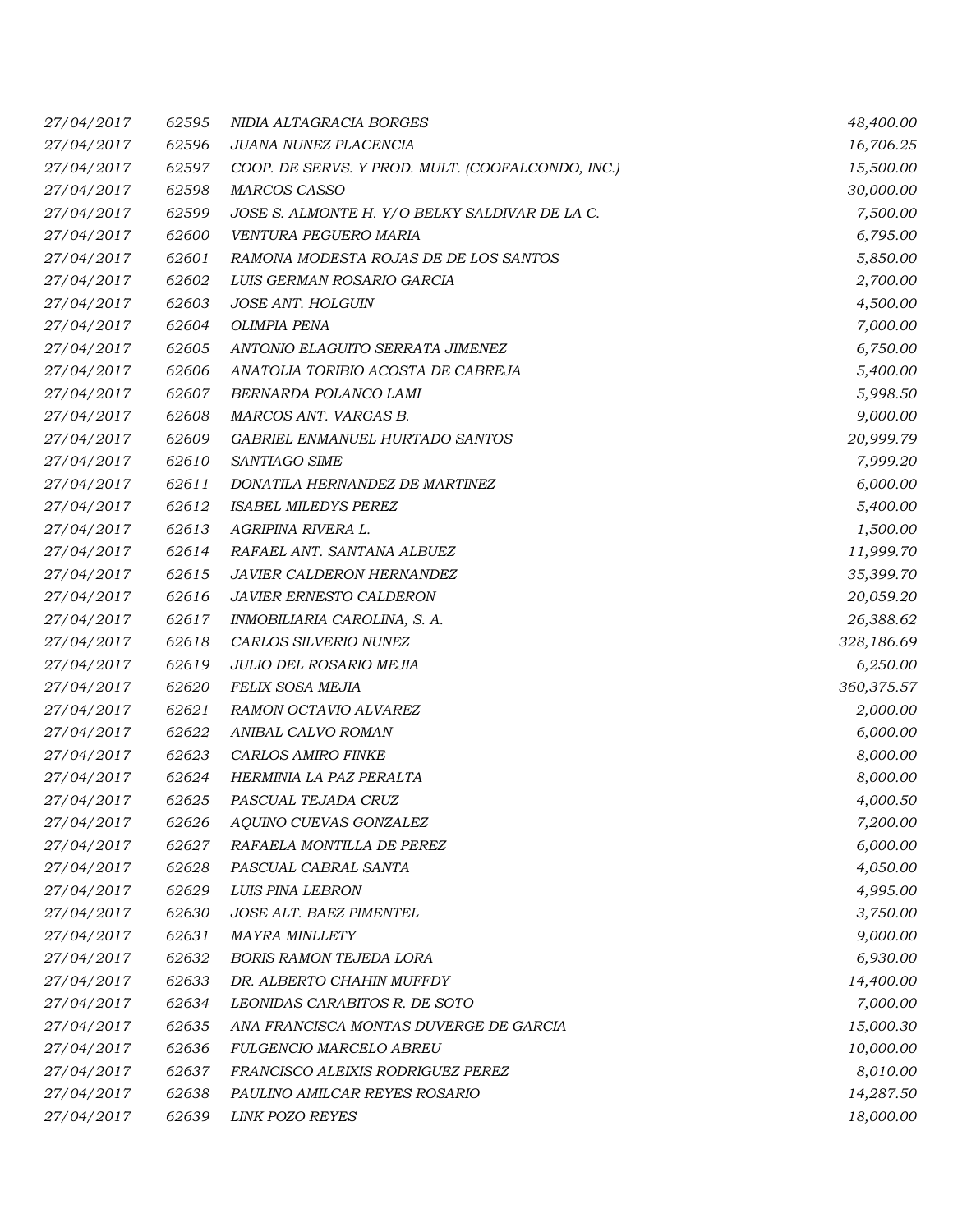| | | | |
|---|---|---|---|
| 27/04/2017 | 62595 | NIDIA ALTAGRACIA BORGES | 48,400.00 |
| 27/04/2017 | 62596 | JUANA NUNEZ PLACENCIA | 16,706.25 |
| 27/04/2017 | 62597 | COOP. DE SERVS. Y PROD. MULT. (COOFALCONDO, INC.) | 15,500.00 |
| 27/04/2017 | 62598 | MARCOS CASSO | 30,000.00 |
| 27/04/2017 | 62599 | JOSE S. ALMONTE H. Y/O BELKY SALDIVAR DE LA C. | 7,500.00 |
| 27/04/2017 | 62600 | VENTURA PEGUERO MARIA | 6,795.00 |
| 27/04/2017 | 62601 | RAMONA MODESTA ROJAS DE DE LOS SANTOS | 5,850.00 |
| 27/04/2017 | 62602 | LUIS GERMAN ROSARIO GARCIA | 2,700.00 |
| 27/04/2017 | 62603 | JOSE ANT. HOLGUIN | 4,500.00 |
| 27/04/2017 | 62604 | OLIMPIA PENA | 7,000.00 |
| 27/04/2017 | 62605 | ANTONIO ELAGUITO SERRATA JIMENEZ | 6,750.00 |
| 27/04/2017 | 62606 | ANATOLIA TORIBIO ACOSTA DE CABREJA | 5,400.00 |
| 27/04/2017 | 62607 | BERNARDA POLANCO LAMI | 5,998.50 |
| 27/04/2017 | 62608 | MARCOS ANT. VARGAS B. | 9,000.00 |
| 27/04/2017 | 62609 | GABRIEL ENMANUEL HURTADO SANTOS | 20,999.79 |
| 27/04/2017 | 62610 | SANTIAGO SIME | 7,999.20 |
| 27/04/2017 | 62611 | DONATILA HERNANDEZ DE MARTINEZ | 6,000.00 |
| 27/04/2017 | 62612 | ISABEL MILEDYS PEREZ | 5,400.00 |
| 27/04/2017 | 62613 | AGRIPINA RIVERA L. | 1,500.00 |
| 27/04/2017 | 62614 | RAFAEL ANT. SANTANA ALBUEZ | 11,999.70 |
| 27/04/2017 | 62615 | JAVIER CALDERON HERNANDEZ | 35,399.70 |
| 27/04/2017 | 62616 | JAVIER ERNESTO CALDERON | 20,059.20 |
| 27/04/2017 | 62617 | INMOBILIARIA CAROLINA, S. A. | 26,388.62 |
| 27/04/2017 | 62618 | CARLOS SILVERIO NUNEZ | 328,186.69 |
| 27/04/2017 | 62619 | JULIO DEL ROSARIO MEJIA | 6,250.00 |
| 27/04/2017 | 62620 | FELIX SOSA MEJIA | 360,375.57 |
| 27/04/2017 | 62621 | RAMON OCTAVIO ALVAREZ | 2,000.00 |
| 27/04/2017 | 62622 | ANIBAL CALVO ROMAN | 6,000.00 |
| 27/04/2017 | 62623 | CARLOS AMIRO FINKE | 8,000.00 |
| 27/04/2017 | 62624 | HERMINIA LA PAZ PERALTA | 8,000.00 |
| 27/04/2017 | 62625 | PASCUAL TEJADA CRUZ | 4,000.50 |
| 27/04/2017 | 62626 | AQUINO CUEVAS GONZALEZ | 7,200.00 |
| 27/04/2017 | 62627 | RAFAELA MONTILLA DE PEREZ | 6,000.00 |
| 27/04/2017 | 62628 | PASCUAL CABRAL SANTA | 4,050.00 |
| 27/04/2017 | 62629 | LUIS PINA LEBRON | 4,995.00 |
| 27/04/2017 | 62630 | JOSE ALT. BAEZ PIMENTEL | 3,750.00 |
| 27/04/2017 | 62631 | MAYRA MINLLETY | 9,000.00 |
| 27/04/2017 | 62632 | BORIS RAMON TEJEDA LORA | 6,930.00 |
| 27/04/2017 | 62633 | DR. ALBERTO CHAHIN MUFFDY | 14,400.00 |
| 27/04/2017 | 62634 | LEONIDAS CARABITOS R. DE SOTO | 7,000.00 |
| 27/04/2017 | 62635 | ANA FRANCISCA MONTAS DUVERGE DE GARCIA | 15,000.30 |
| 27/04/2017 | 62636 | FULGENCIO MARCELO ABREU | 10,000.00 |
| 27/04/2017 | 62637 | FRANCISCO ALEIXIS RODRIGUEZ PEREZ | 8,010.00 |
| 27/04/2017 | 62638 | PAULINO AMILCAR REYES ROSARIO | 14,287.50 |
| 27/04/2017 | 62639 | LINK POZO REYES | 18,000.00 |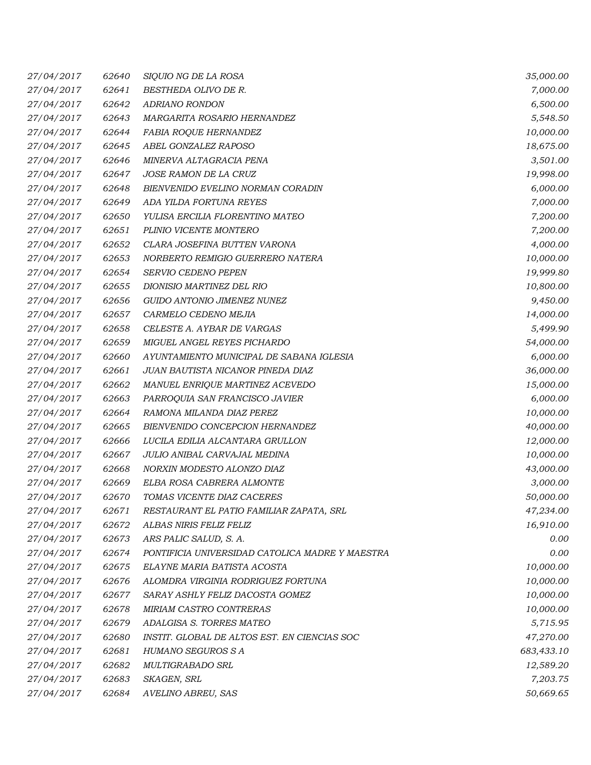| | | | |
|---|---|---|---|
| 27/04/2017 | 62640 | SIQUIO NG DE LA ROSA | 35,000.00 |
| 27/04/2017 | 62641 | BESTHEDA OLIVO DE R. | 7,000.00 |
| 27/04/2017 | 62642 | ADRIANO RONDON | 6,500.00 |
| 27/04/2017 | 62643 | MARGARITA ROSARIO HERNANDEZ | 5,548.50 |
| 27/04/2017 | 62644 | FABIA ROQUE HERNANDEZ | 10,000.00 |
| 27/04/2017 | 62645 | ABEL GONZALEZ RAPOSO | 18,675.00 |
| 27/04/2017 | 62646 | MINERVA ALTAGRACIA PENA | 3,501.00 |
| 27/04/2017 | 62647 | JOSE RAMON DE LA CRUZ | 19,998.00 |
| 27/04/2017 | 62648 | BIENVENIDO EVELINO NORMAN CORADIN | 6,000.00 |
| 27/04/2017 | 62649 | ADA YILDA FORTUNA REYES | 7,000.00 |
| 27/04/2017 | 62650 | YULISA ERCILIA FLORENTINO MATEO | 7,200.00 |
| 27/04/2017 | 62651 | PLINIO VICENTE MONTERO | 7,200.00 |
| 27/04/2017 | 62652 | CLARA JOSEFINA BUTTEN VARONA | 4,000.00 |
| 27/04/2017 | 62653 | NORBERTO REMIGIO GUERRERO NATERA | 10,000.00 |
| 27/04/2017 | 62654 | SERVIO CEDENO PEPEN | 19,999.80 |
| 27/04/2017 | 62655 | DIONISIO MARTINEZ DEL RIO | 10,800.00 |
| 27/04/2017 | 62656 | GUIDO ANTONIO JIMENEZ NUNEZ | 9,450.00 |
| 27/04/2017 | 62657 | CARMELO CEDENO MEJIA | 14,000.00 |
| 27/04/2017 | 62658 | CELESTE A. AYBAR DE VARGAS | 5,499.90 |
| 27/04/2017 | 62659 | MIGUEL ANGEL REYES PICHARDO | 54,000.00 |
| 27/04/2017 | 62660 | AYUNTAMIENTO MUNICIPAL DE SABANA IGLESIA | 6,000.00 |
| 27/04/2017 | 62661 | JUAN BAUTISTA NICANOR PINEDA DIAZ | 36,000.00 |
| 27/04/2017 | 62662 | MANUEL ENRIQUE MARTINEZ ACEVEDO | 15,000.00 |
| 27/04/2017 | 62663 | PARROQUIA SAN FRANCISCO JAVIER | 6,000.00 |
| 27/04/2017 | 62664 | RAMONA MILANDA DIAZ PEREZ | 10,000.00 |
| 27/04/2017 | 62665 | BIENVENIDO CONCEPCION HERNANDEZ | 40,000.00 |
| 27/04/2017 | 62666 | LUCILA EDILIA ALCANTARA GRULLON | 12,000.00 |
| 27/04/2017 | 62667 | JULIO ANIBAL CARVAJAL MEDINA | 10,000.00 |
| 27/04/2017 | 62668 | NORXIN MODESTO ALONZO DIAZ | 43,000.00 |
| 27/04/2017 | 62669 | ELBA ROSA CABRERA ALMONTE | 3,000.00 |
| 27/04/2017 | 62670 | TOMAS VICENTE DIAZ CACERES | 50,000.00 |
| 27/04/2017 | 62671 | RESTAURANT EL PATIO FAMILIAR ZAPATA, SRL | 47,234.00 |
| 27/04/2017 | 62672 | ALBAS NIRIS FELIZ FELIZ | 16,910.00 |
| 27/04/2017 | 62673 | ARS PALIC SALUD, S. A. | 0.00 |
| 27/04/2017 | 62674 | PONTIFICIA UNIVERSIDAD CATOLICA MADRE Y MAESTRA | 0.00 |
| 27/04/2017 | 62675 | ELAYNE MARIA BATISTA ACOSTA | 10,000.00 |
| 27/04/2017 | 62676 | ALOMDRA VIRGINIA RODRIGUEZ FORTUNA | 10,000.00 |
| 27/04/2017 | 62677 | SARAY ASHLY FELIZ DACOSTA GOMEZ | 10,000.00 |
| 27/04/2017 | 62678 | MIRIAM CASTRO CONTRERAS | 10,000.00 |
| 27/04/2017 | 62679 | ADALGISA S. TORRES MATEO | 5,715.95 |
| 27/04/2017 | 62680 | INSTIT. GLOBAL DE ALTOS EST. EN CIENCIAS SOC | 47,270.00 |
| 27/04/2017 | 62681 | HUMANO SEGUROS S A | 683,433.10 |
| 27/04/2017 | 62682 | MULTIGRABADO SRL | 12,589.20 |
| 27/04/2017 | 62683 | SKAGEN, SRL | 7,203.75 |
| 27/04/2017 | 62684 | AVELINO ABREU, SAS | 50,669.65 |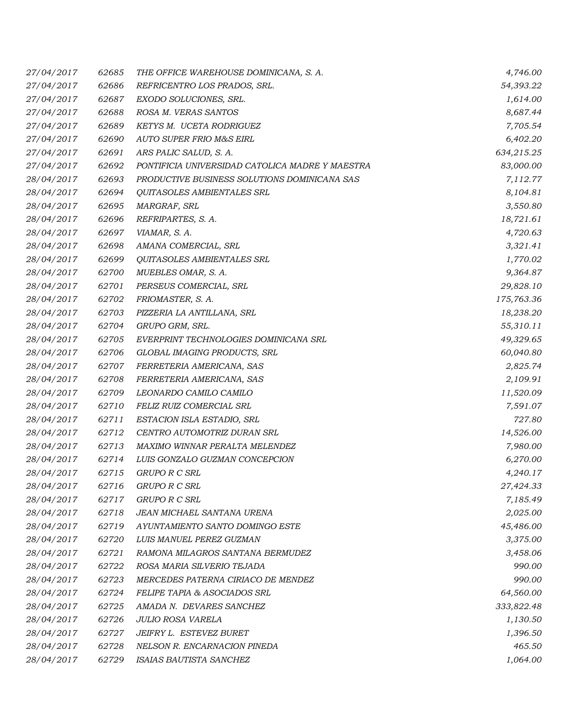| | | | |
|---|---|---|---|
| *27/04/2017* | *62685* | *THE OFFICE WAREHOUSE DOMINICANA, S. A.* | *4,746.00* |
| *27/04/2017* | *62686* | *REFRICENTRO LOS PRADOS, SRL.* | *54,393.22* |
| *27/04/2017* | *62687* | *EXODO SOLUCIONES, SRL.* | *1,614.00* |
| *27/04/2017* | *62688* | *ROSA M. VERAS SANTOS* | *8,687.44* |
| *27/04/2017* | *62689* | *KETYS M. UCETA RODRIGUEZ* | *7,705.54* |
| *27/04/2017* | *62690* | *AUTO SUPER FRIO M&S EIRL* | *6,402.20* |
| *27/04/2017* | *62691* | *ARS PALIC SALUD, S. A.* | *634,215.25* |
| *27/04/2017* | *62692* | *PONTIFICIA UNIVERSIDAD CATOLICA MADRE Y MAESTRA* | *83,000.00* |
| *28/04/2017* | *62693* | *PRODUCTIVE BUSINESS SOLUTIONS DOMINICANA SAS* | *7,112.77* |
| *28/04/2017* | *62694* | *QUITASOLES AMBIENTALES SRL* | *8,104.81* |
| *28/04/2017* | *62695* | *MARGRAF, SRL* | *3,550.80* |
| *28/04/2017* | *62696* | *REFRIPARTES, S. A.* | *18,721.61* |
| *28/04/2017* | *62697* | *VIAMAR, S. A.* | *4,720.63* |
| *28/04/2017* | *62698* | *AMANA COMERCIAL, SRL* | *3,321.41* |
| *28/04/2017* | *62699* | *QUITASOLES AMBIENTALES SRL* | *1,770.02* |
| *28/04/2017* | *62700* | *MUEBLES OMAR, S. A.* | *9,364.87* |
| *28/04/2017* | *62701* | *PERSEUS COMERCIAL, SRL* | *29,828.10* |
| *28/04/2017* | *62702* | *FRIOMASTER, S. A.* | *175,763.36* |
| *28/04/2017* | *62703* | *PIZZERIA LA ANTILLANA, SRL* | *18,238.20* |
| *28/04/2017* | *62704* | *GRUPO GRM, SRL.* | *55,310.11* |
| *28/04/2017* | *62705* | *EVERPRINT TECHNOLOGIES DOMINICANA SRL* | *49,329.65* |
| *28/04/2017* | *62706* | *GLOBAL IMAGING PRODUCTS, SRL* | *60,040.80* |
| *28/04/2017* | *62707* | *FERRETERIA AMERICANA, SAS* | *2,825.74* |
| *28/04/2017* | *62708* | *FERRETERIA AMERICANA, SAS* | *2,109.91* |
| *28/04/2017* | *62709* | *LEONARDO CAMILO CAMILO* | *11,520.09* |
| *28/04/2017* | *62710* | *FELIZ RUIZ COMERCIAL SRL* | *7,591.07* |
| *28/04/2017* | *62711* | *ESTACION ISLA ESTADIO, SRL* | *727.80* |
| *28/04/2017* | *62712* | *CENTRO AUTOMOTRIZ DURAN SRL* | *14,526.00* |
| *28/04/2017* | *62713* | *MAXIMO WINNAR PERALTA MELENDEZ* | *7,980.00* |
| *28/04/2017* | *62714* | *LUIS GONZALO GUZMAN CONCEPCION* | *6,270.00* |
| *28/04/2017* | *62715* | *GRUPO R C SRL* | *4,240.17* |
| *28/04/2017* | *62716* | *GRUPO R C SRL* | *27,424.33* |
| *28/04/2017* | *62717* | *GRUPO R C SRL* | *7,185.49* |
| *28/04/2017* | *62718* | *JEAN MICHAEL SANTANA URENA* | *2,025.00* |
| *28/04/2017* | *62719* | *AYUNTAMIENTO SANTO DOMINGO ESTE* | *45,486.00* |
| *28/04/2017* | *62720* | *LUIS MANUEL PEREZ GUZMAN* | *3,375.00* |
| *28/04/2017* | *62721* | *RAMONA MILAGROS SANTANA BERMUDEZ* | *3,458.06* |
| *28/04/2017* | *62722* | *ROSA MARIA SILVERIO TEJADA* | *990.00* |
| *28/04/2017* | *62723* | *MERCEDES PATERNA CIRIACO DE MENDEZ* | *990.00* |
| *28/04/2017* | *62724* | *FELIPE TAPIA & ASOCIADOS SRL* | *64,560.00* |
| *28/04/2017* | *62725* | *AMADA N. DEVARES SANCHEZ* | *333,822.48* |
| *28/04/2017* | *62726* | *JULIO ROSA VARELA* | *1,130.50* |
| *28/04/2017* | *62727* | *JEIFRY L. ESTEVEZ BURET* | *1,396.50* |
| *28/04/2017* | *62728* | *NELSON R. ENCARNACION PINEDA* | *465.50* |
| *28/04/2017* | *62729* | *ISAIAS BAUTISTA SANCHEZ* | *1,064.00* |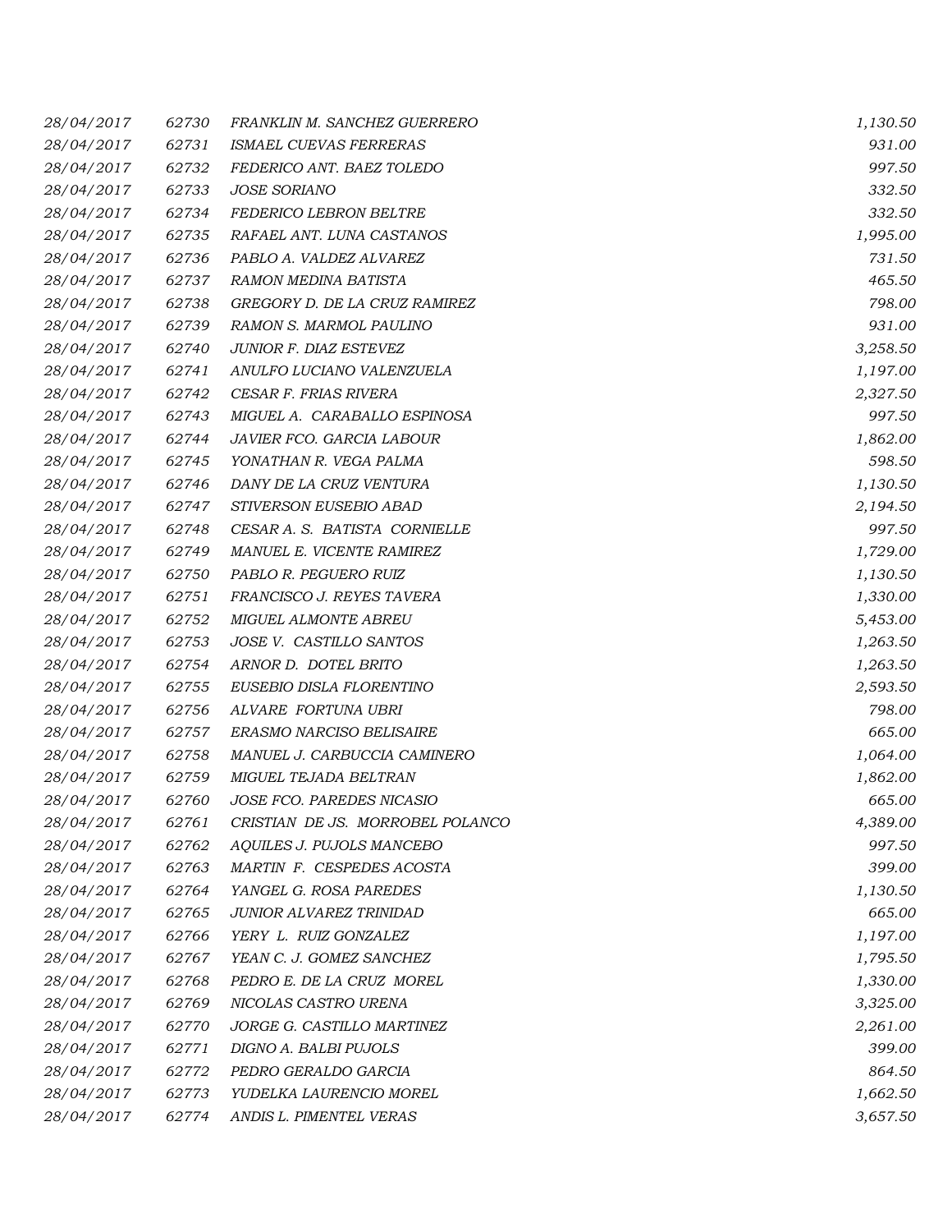| | | | |
|---|---|---|---|
| 28/04/2017 | 62730 | FRANKLIN M. SANCHEZ GUERRERO | 1,130.50 |
| 28/04/2017 | 62731 | ISMAEL CUEVAS FERRERAS | 931.00 |
| 28/04/2017 | 62732 | FEDERICO ANT. BAEZ TOLEDO | 997.50 |
| 28/04/2017 | 62733 | JOSE SORIANO | 332.50 |
| 28/04/2017 | 62734 | FEDERICO LEBRON BELTRE | 332.50 |
| 28/04/2017 | 62735 | RAFAEL ANT. LUNA CASTANOS | 1,995.00 |
| 28/04/2017 | 62736 | PABLO A. VALDEZ ALVAREZ | 731.50 |
| 28/04/2017 | 62737 | RAMON MEDINA BATISTA | 465.50 |
| 28/04/2017 | 62738 | GREGORY D. DE LA CRUZ RAMIREZ | 798.00 |
| 28/04/2017 | 62739 | RAMON S. MARMOL PAULINO | 931.00 |
| 28/04/2017 | 62740 | JUNIOR F. DIAZ ESTEVEZ | 3,258.50 |
| 28/04/2017 | 62741 | ANULFO LUCIANO VALENZUELA | 1,197.00 |
| 28/04/2017 | 62742 | CESAR F. FRIAS RIVERA | 2,327.50 |
| 28/04/2017 | 62743 | MIGUEL A. CARABALLO ESPINOSA | 997.50 |
| 28/04/2017 | 62744 | JAVIER FCO. GARCIA LABOUR | 1,862.00 |
| 28/04/2017 | 62745 | YONATHAN R. VEGA PALMA | 598.50 |
| 28/04/2017 | 62746 | DANY DE LA CRUZ VENTURA | 1,130.50 |
| 28/04/2017 | 62747 | STIVERSON EUSEBIO ABAD | 2,194.50 |
| 28/04/2017 | 62748 | CESAR A. S. BATISTA CORNIELLE | 997.50 |
| 28/04/2017 | 62749 | MANUEL E. VICENTE RAMIREZ | 1,729.00 |
| 28/04/2017 | 62750 | PABLO R. PEGUERO RUIZ | 1,130.50 |
| 28/04/2017 | 62751 | FRANCISCO J. REYES TAVERA | 1,330.00 |
| 28/04/2017 | 62752 | MIGUEL ALMONTE ABREU | 5,453.00 |
| 28/04/2017 | 62753 | JOSE V. CASTILLO SANTOS | 1,263.50 |
| 28/04/2017 | 62754 | ARNOR D. DOTEL BRITO | 1,263.50 |
| 28/04/2017 | 62755 | EUSEBIO DISLA FLORENTINO | 2,593.50 |
| 28/04/2017 | 62756 | ALVARE FORTUNA UBRI | 798.00 |
| 28/04/2017 | 62757 | ERASMO NARCISO BELISAIRE | 665.00 |
| 28/04/2017 | 62758 | MANUEL J. CARBUCCIA CAMINERO | 1,064.00 |
| 28/04/2017 | 62759 | MIGUEL TEJADA BELTRAN | 1,862.00 |
| 28/04/2017 | 62760 | JOSE FCO. PAREDES NICASIO | 665.00 |
| 28/04/2017 | 62761 | CRISTIAN DE JS. MORROBEL POLANCO | 4,389.00 |
| 28/04/2017 | 62762 | AQUILES J. PUJOLS MANCEBO | 997.50 |
| 28/04/2017 | 62763 | MARTIN F. CESPEDES ACOSTA | 399.00 |
| 28/04/2017 | 62764 | YANGEL G. ROSA PAREDES | 1,130.50 |
| 28/04/2017 | 62765 | JUNIOR ALVAREZ TRINIDAD | 665.00 |
| 28/04/2017 | 62766 | YERY L. RUIZ GONZALEZ | 1,197.00 |
| 28/04/2017 | 62767 | YEAN C. J. GOMEZ SANCHEZ | 1,795.50 |
| 28/04/2017 | 62768 | PEDRO E. DE LA CRUZ MOREL | 1,330.00 |
| 28/04/2017 | 62769 | NICOLAS CASTRO URENA | 3,325.00 |
| 28/04/2017 | 62770 | JORGE G. CASTILLO MARTINEZ | 2,261.00 |
| 28/04/2017 | 62771 | DIGNO A. BALBI PUJOLS | 399.00 |
| 28/04/2017 | 62772 | PEDRO GERALDO GARCIA | 864.50 |
| 28/04/2017 | 62773 | YUDELKA LAURENCIO MOREL | 1,662.50 |
| 28/04/2017 | 62774 | ANDIS L. PIMENTEL VERAS | 3,657.50 |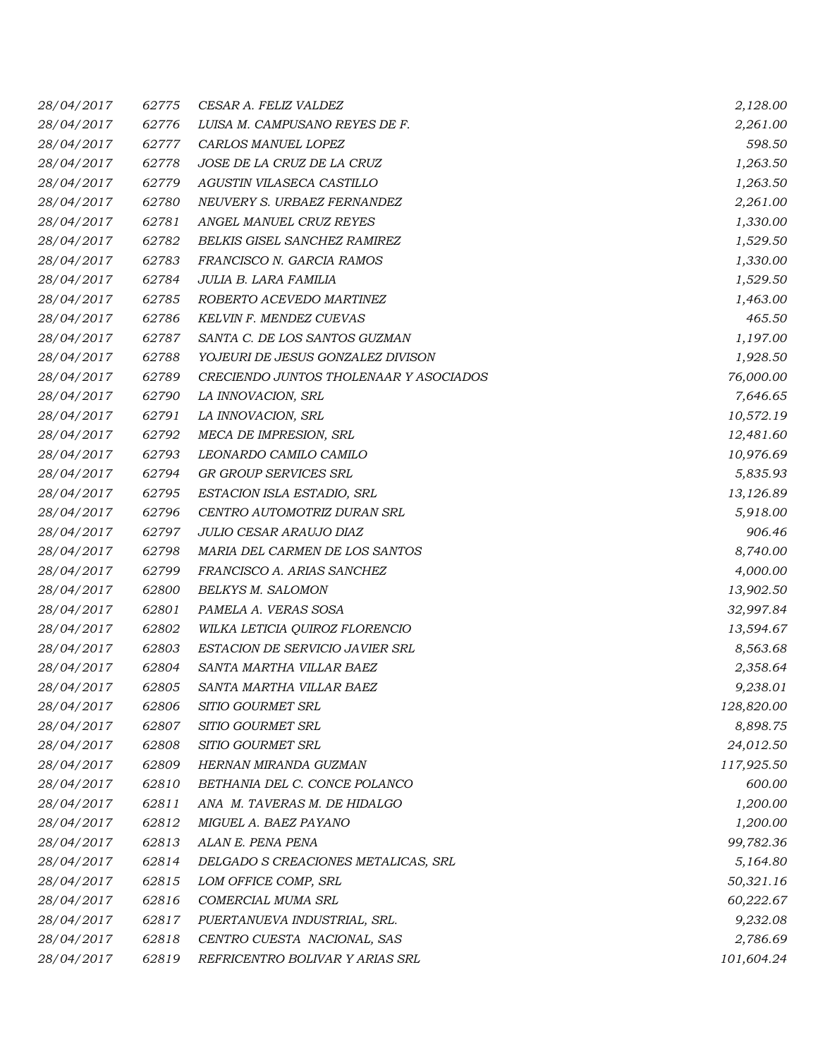| | | | |
|---|---|---|---|
| *28/04/2017* | *62775* | *CESAR A. FELIZ VALDEZ* | *2,128.00* |
| *28/04/2017* | *62776* | *LUISA M. CAMPUSANO REYES DE F.* | *2,261.00* |
| *28/04/2017* | *62777* | *CARLOS MANUEL LOPEZ* | *598.50* |
| *28/04/2017* | *62778* | *JOSE DE LA CRUZ DE LA CRUZ* | *1,263.50* |
| *28/04/2017* | *62779* | *AGUSTIN VILASECA CASTILLO* | *1,263.50* |
| *28/04/2017* | *62780* | *NEUVERY S. URBAEZ FERNANDEZ* | *2,261.00* |
| *28/04/2017* | *62781* | *ANGEL MANUEL CRUZ REYES* | *1,330.00* |
| *28/04/2017* | *62782* | *BELKIS GISEL SANCHEZ RAMIREZ* | *1,529.50* |
| *28/04/2017* | *62783* | *FRANCISCO N. GARCIA RAMOS* | *1,330.00* |
| *28/04/2017* | *62784* | *JULIA B. LARA FAMILIA* | *1,529.50* |
| *28/04/2017* | *62785* | *ROBERTO ACEVEDO MARTINEZ* | *1,463.00* |
| *28/04/2017* | *62786* | *KELVIN F. MENDEZ CUEVAS* | *465.50* |
| *28/04/2017* | *62787* | *SANTA C. DE LOS SANTOS GUZMAN* | *1,197.00* |
| *28/04/2017* | *62788* | *YOJEURI DE JESUS GONZALEZ DIVISON* | *1,928.50* |
| *28/04/2017* | *62789* | *CRECIENDO JUNTOS THOLENAAR Y ASOCIADOS* | *76,000.00* |
| *28/04/2017* | *62790* | *LA INNOVACION, SRL* | *7,646.65* |
| *28/04/2017* | *62791* | *LA INNOVACION, SRL* | *10,572.19* |
| *28/04/2017* | *62792* | *MECA DE IMPRESION, SRL* | *12,481.60* |
| *28/04/2017* | *62793* | *LEONARDO CAMILO CAMILO* | *10,976.69* |
| *28/04/2017* | *62794* | *GR GROUP SERVICES SRL* | *5,835.93* |
| *28/04/2017* | *62795* | *ESTACION ISLA ESTADIO, SRL* | *13,126.89* |
| *28/04/2017* | *62796* | *CENTRO AUTOMOTRIZ DURAN SRL* | *5,918.00* |
| *28/04/2017* | *62797* | *JULIO CESAR ARAUJO DIAZ* | *906.46* |
| *28/04/2017* | *62798* | *MARIA DEL CARMEN DE LOS SANTOS* | *8,740.00* |
| *28/04/2017* | *62799* | *FRANCISCO A. ARIAS SANCHEZ* | *4,000.00* |
| *28/04/2017* | *62800* | *BELKYS M. SALOMON* | *13,902.50* |
| *28/04/2017* | *62801* | *PAMELA A. VERAS SOSA* | *32,997.84* |
| *28/04/2017* | *62802* | *WILKA LETICIA QUIROZ FLORENCIO* | *13,594.67* |
| *28/04/2017* | *62803* | *ESTACION DE SERVICIO JAVIER SRL* | *8,563.68* |
| *28/04/2017* | *62804* | *SANTA MARTHA VILLAR BAEZ* | *2,358.64* |
| *28/04/2017* | *62805* | *SANTA MARTHA VILLAR BAEZ* | *9,238.01* |
| *28/04/2017* | *62806* | *SITIO GOURMET SRL* | *128,820.00* |
| *28/04/2017* | *62807* | *SITIO GOURMET SRL* | *8,898.75* |
| *28/04/2017* | *62808* | *SITIO GOURMET SRL* | *24,012.50* |
| *28/04/2017* | *62809* | *HERNAN MIRANDA GUZMAN* | *117,925.50* |
| *28/04/2017* | *62810* | *BETHANIA DEL C. CONCE POLANCO* | *600.00* |
| *28/04/2017* | *62811* | *ANA M. TAVERAS M. DE HIDALGO* | *1,200.00* |
| *28/04/2017* | *62812* | *MIGUEL A. BAEZ PAYANO* | *1,200.00* |
| *28/04/2017* | *62813* | *ALAN E. PENA PENA* | *99,782.36* |
| *28/04/2017* | *62814* | *DELGADO S CREACIONES METALICAS, SRL* | *5,164.80* |
| *28/04/2017* | *62815* | *LOM OFFICE COMP, SRL* | *50,321.16* |
| *28/04/2017* | *62816* | *COMERCIAL MUMA SRL* | *60,222.67* |
| *28/04/2017* | *62817* | *PUERTANUEVA INDUSTRIAL, SRL.* | *9,232.08* |
| *28/04/2017* | *62818* | *CENTRO CUESTA NACIONAL, SAS* | *2,786.69* |
| *28/04/2017* | *62819* | *REFRICENTRO BOLIVAR Y ARIAS SRL* | *101,604.24* |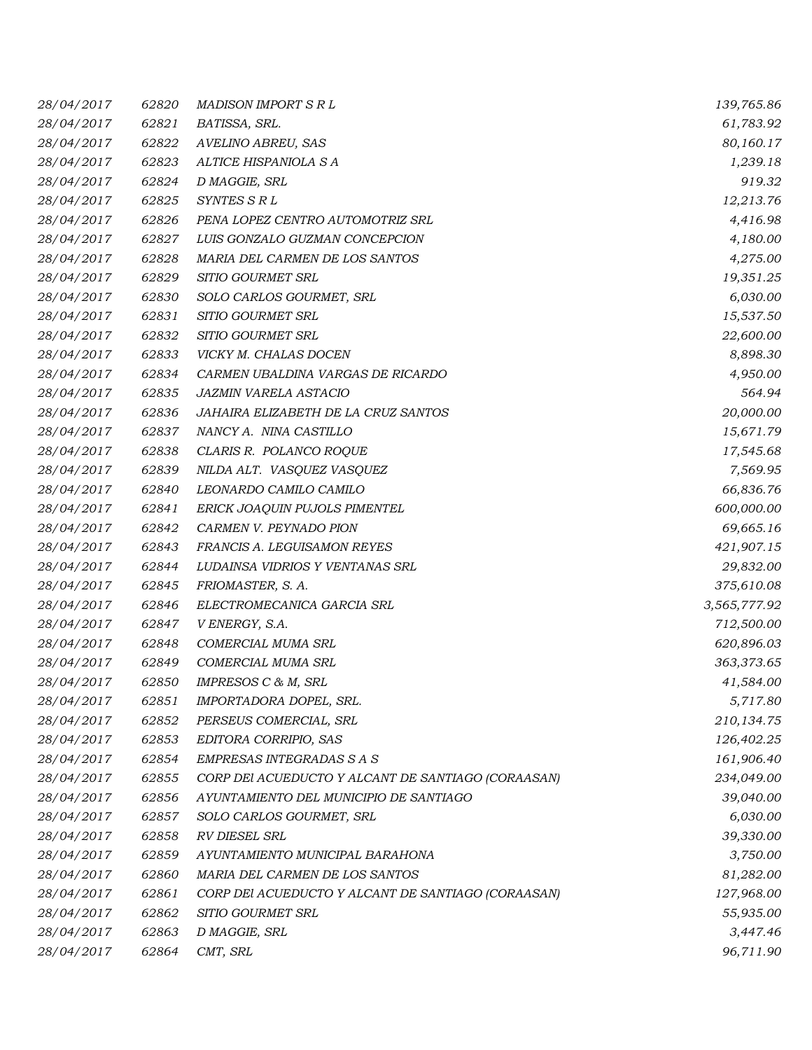| | | | |
|---|---|---|---|
| *28/04/2017* | *62820* | *MADISON IMPORT S R L* | *139,765.86* |
| *28/04/2017* | *62821* | *BATISSA, SRL.* | *61,783.92* |
| *28/04/2017* | *62822* | *AVELINO ABREU, SAS* | *80,160.17* |
| *28/04/2017* | *62823* | *ALTICE HISPANIOLA S A* | *1,239.18* |
| *28/04/2017* | *62824* | *D MAGGIE, SRL* | *919.32* |
| *28/04/2017* | *62825* | *SYNTES S R L* | *12,213.76* |
| *28/04/2017* | *62826* | *PENA LOPEZ CENTRO AUTOMOTRIZ SRL* | *4,416.98* |
| *28/04/2017* | *62827* | *LUIS GONZALO GUZMAN CONCEPCION* | *4,180.00* |
| *28/04/2017* | *62828* | *MARIA DEL CARMEN DE LOS SANTOS* | *4,275.00* |
| *28/04/2017* | *62829* | *SITIO GOURMET SRL* | *19,351.25* |
| *28/04/2017* | *62830* | *SOLO CARLOS GOURMET, SRL* | *6,030.00* |
| *28/04/2017* | *62831* | *SITIO GOURMET SRL* | *15,537.50* |
| *28/04/2017* | *62832* | *SITIO GOURMET SRL* | *22,600.00* |
| *28/04/2017* | *62833* | *VICKY M. CHALAS DOCEN* | *8,898.30* |
| *28/04/2017* | *62834* | *CARMEN UBALDINA VARGAS DE RICARDO* | *4,950.00* |
| *28/04/2017* | *62835* | *JAZMIN VARELA ASTACIO* | *564.94* |
| *28/04/2017* | *62836* | *JAHAIRA ELIZABETH DE LA CRUZ SANTOS* | *20,000.00* |
| *28/04/2017* | *62837* | *NANCY A.  NINA CASTILLO* | *15,671.79* |
| *28/04/2017* | *62838* | *CLARIS R.  POLANCO ROQUE* | *17,545.68* |
| *28/04/2017* | *62839* | *NILDA ALT.  VASQUEZ VASQUEZ* | *7,569.95* |
| *28/04/2017* | *62840* | *LEONARDO CAMILO CAMILO* | *66,836.76* |
| *28/04/2017* | *62841* | *ERICK JOAQUIN PUJOLS PIMENTEL* | *600,000.00* |
| *28/04/2017* | *62842* | *CARMEN V. PEYNADO PION* | *69,665.16* |
| *28/04/2017* | *62843* | *FRANCIS A. LEGUISAMON REYES* | *421,907.15* |
| *28/04/2017* | *62844* | *LUDAINSA VIDRIOS Y VENTANAS SRL* | *29,832.00* |
| *28/04/2017* | *62845* | *FRIOMASTER, S. A.* | *375,610.08* |
| *28/04/2017* | *62846* | *ELECTROMECANICA GARCIA SRL* | *3,565,777.92* |
| *28/04/2017* | *62847* | *V ENERGY, S.A.* | *712,500.00* |
| *28/04/2017* | *62848* | *COMERCIAL MUMA SRL* | *620,896.03* |
| *28/04/2017* | *62849* | *COMERCIAL MUMA SRL* | *363,373.65* |
| *28/04/2017* | *62850* | *IMPRESOS C & M, SRL* | *41,584.00* |
| *28/04/2017* | *62851* | *IMPORTADORA DOPEL, SRL.* | *5,717.80* |
| *28/04/2017* | *62852* | *PERSEUS COMERCIAL, SRL* | *210,134.75* |
| *28/04/2017* | *62853* | *EDITORA CORRIPIO, SAS* | *126,402.25* |
| *28/04/2017* | *62854* | *EMPRESAS INTEGRADAS S A S* | *161,906.40* |
| *28/04/2017* | *62855* | *CORP DEl ACUEDUCTO Y ALCANT DE SANTIAGO (CORAASAN)* | *234,049.00* |
| *28/04/2017* | *62856* | *AYUNTAMIENTO DEL MUNICIPIO DE SANTIAGO* | *39,040.00* |
| *28/04/2017* | *62857* | *SOLO CARLOS GOURMET, SRL* | *6,030.00* |
| *28/04/2017* | *62858* | *RV DIESEL SRL* | *39,330.00* |
| *28/04/2017* | *62859* | *AYUNTAMIENTO MUNICIPAL BARAHONA* | *3,750.00* |
| *28/04/2017* | *62860* | *MARIA DEL CARMEN DE LOS SANTOS* | *81,282.00* |
| *28/04/2017* | *62861* | *CORP DEl ACUEDUCTO Y ALCANT DE SANTIAGO (CORAASAN)* | *127,968.00* |
| *28/04/2017* | *62862* | *SITIO GOURMET SRL* | *55,935.00* |
| *28/04/2017* | *62863* | *D MAGGIE, SRL* | *3,447.46* |
| *28/04/2017* | *62864* | *CMT, SRL* | *96,711.90* |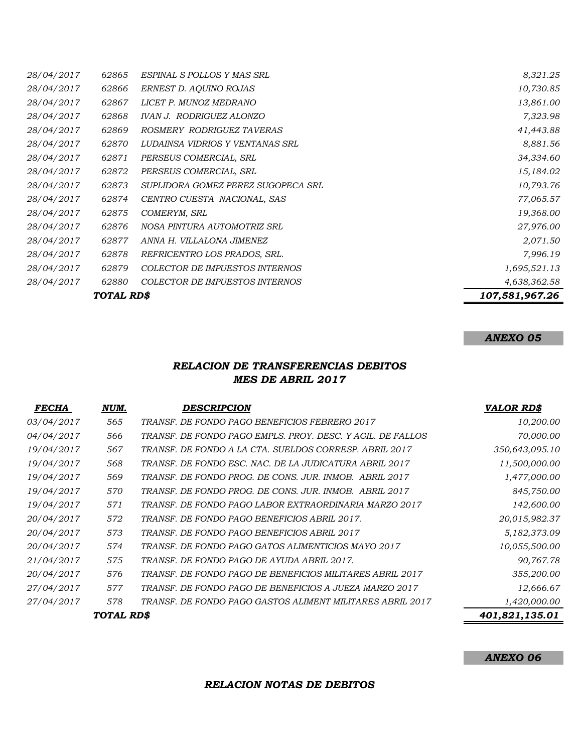| | | | |
|---|---|---|---|
| 28/04/2017 | 62865 | ESPINAL S POLLOS Y MAS SRL | 8,321.25 |
| 28/04/2017 | 62866 | ERNEST D. AQUINO ROJAS | 10,730.85 |
| 28/04/2017 | 62867 | LICET P. MUNOZ MEDRANO | 13,861.00 |
| 28/04/2017 | 62868 | IVAN J. RODRIGUEZ ALONZO | 7,323.98 |
| 28/04/2017 | 62869 | ROSMERY RODRIGUEZ TAVERAS | 41,443.88 |
| 28/04/2017 | 62870 | LUDAINSA VIDRIOS Y VENTANAS SRL | 8,881.56 |
| 28/04/2017 | 62871 | PERSEUS COMERCIAL, SRL | 34,334.60 |
| 28/04/2017 | 62872 | PERSEUS COMERCIAL, SRL | 15,184.02 |
| 28/04/2017 | 62873 | SUPLIDORA GOMEZ PEREZ SUGOPECA SRL | 10,793.76 |
| 28/04/2017 | 62874 | CENTRO CUESTA NACIONAL, SAS | 77,065.57 |
| 28/04/2017 | 62875 | COMERYM, SRL | 19,368.00 |
| 28/04/2017 | 62876 | NOSA PINTURA AUTOMOTRIZ SRL | 27,976.00 |
| 28/04/2017 | 62877 | ANNA H. VILLALONA JIMENEZ | 2,071.50 |
| 28/04/2017 | 62878 | REFRICENTRO LOS PRADOS, SRL. | 7,996.19 |
| 28/04/2017 | 62879 | COLECTOR DE IMPUESTOS INTERNOS | 1,695,521.13 |
| 28/04/2017 | 62880 | COLECTOR DE IMPUESTOS INTERNOS | 4,638,362.58 |
| | **TOTAL RD$** | | **107,581,967.26** |

***ANEXO 05***

## *RELACION DE TRANSFERENCIAS DEBITOS*
## *MES DE ABRIL 2017*

| FECHA | NUM. | DESCRIPCION | VALOR RD$ |
|---|---|---|---|
| 03/04/2017 | 565 | TRANSF. DE FONDO PAGO BENEFICIOS FEBRERO 2017 | 10,200.00 |
| 04/04/2017 | 566 | TRANSF. DE FONDO PAGO EMPLS. PROY. DESC. Y AGIL. DE FALLOS | 70,000.00 |
| 19/04/2017 | 567 | TRANSF. DE FONDO A LA CTA. SUELDOS CORRESP. ABRIL 2017 | 350,643,095.10 |
| 19/04/2017 | 568 | TRANSF. DE FONDO ESC. NAC. DE LA JUDICATURA ABRIL 2017 | 11,500,000.00 |
| 19/04/2017 | 569 | TRANSF. DE FONDO PROG. DE CONS. JUR. INMOB. ABRIL 2017 | 1,477,000.00 |
| 19/04/2017 | 570 | TRANSF. DE FONDO PROG. DE CONS. JUR. INMOB. ABRIL 2017 | 845,750.00 |
| 19/04/2017 | 571 | TRANSF. DE FONDO PAGO LABOR EXTRAORDINARIA MARZO 2017 | 142,600.00 |
| 20/04/2017 | 572 | TRANSF. DE FONDO PAGO BENEFICIOS ABRIL 2017. | 20,015,982.37 |
| 20/04/2017 | 573 | TRANSF. DE FONDO PAGO BENEFICIOS ABRIL 2017 | 5,182,373.09 |
| 20/04/2017 | 574 | TRANSF. DE FONDO PAGO GATOS ALIMENTICIOS MAYO 2017 | 10,055,500.00 |
| 21/04/2017 | 575 | TRANSF. DE FONDO PAGO DE AYUDA ABRIL 2017. | 90,767.78 |
| 20/04/2017 | 576 | TRANSF. DE FONDO PAGO DE BENEFICIOS MILITARES ABRIL 2017 | 355,200.00 |
| 27/04/2017 | 577 | TRANSF. DE FONDO PAGO DE BENEFICIOS A JUEZA MARZO 2017 | 12,666.67 |
| 27/04/2017 | 578 | TRANSF. DE FONDO PAGO GASTOS ALIMENT MILITARES ABRIL 2017 | 1,420,000.00 |
| | **TOTAL RD$** | | **401,821,135.01** |

***ANEXO 06***

## *RELACION NOTAS DE DEBITOS*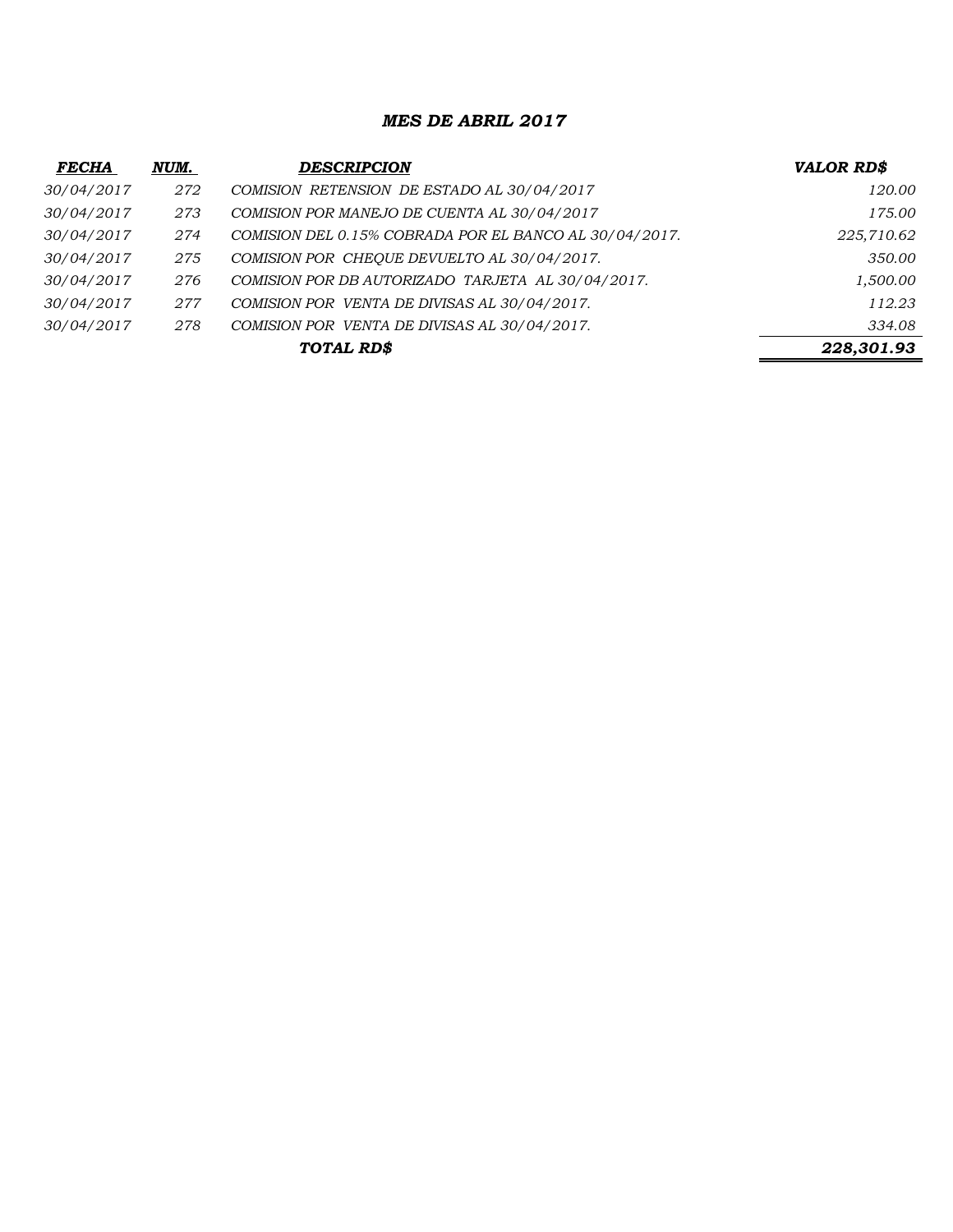## *MES DE ABRIL 2017*

| *FECHA* | *NUM.* | *DESCRIPCION* | *VALOR RD$* |
|---|---|---|---|
| *30/04/2017* | *272* | *COMISION RETENSION DE ESTADO AL 30/04/2017* | *120.00* |
| *30/04/2017* | *273* | *COMISION POR MANEJO DE CUENTA AL 30/04/2017* | *175.00* |
| *30/04/2017* | *274* | *COMISION DEL 0.15% COBRADA POR EL BANCO AL 30/04/2017.* | *225,710.62* |
| *30/04/2017* | *275* | *COMISION POR CHEQUE DEVUELTO AL 30/04/2017.* | *350.00* |
| *30/04/2017* | *276* | *COMISION POR DB AUTORIZADO TARJETA AL 30/04/2017.* | *1,500.00* |
| *30/04/2017* | *277* | *COMISION POR VENTA DE DIVISAS AL 30/04/2017.* | *112.23* |
| *30/04/2017* | *278* | *COMISION POR VENTA DE DIVISAS AL 30/04/2017.* | *334.08* |
| | | ***TOTAL RD$*** | ***228,301.93*** |